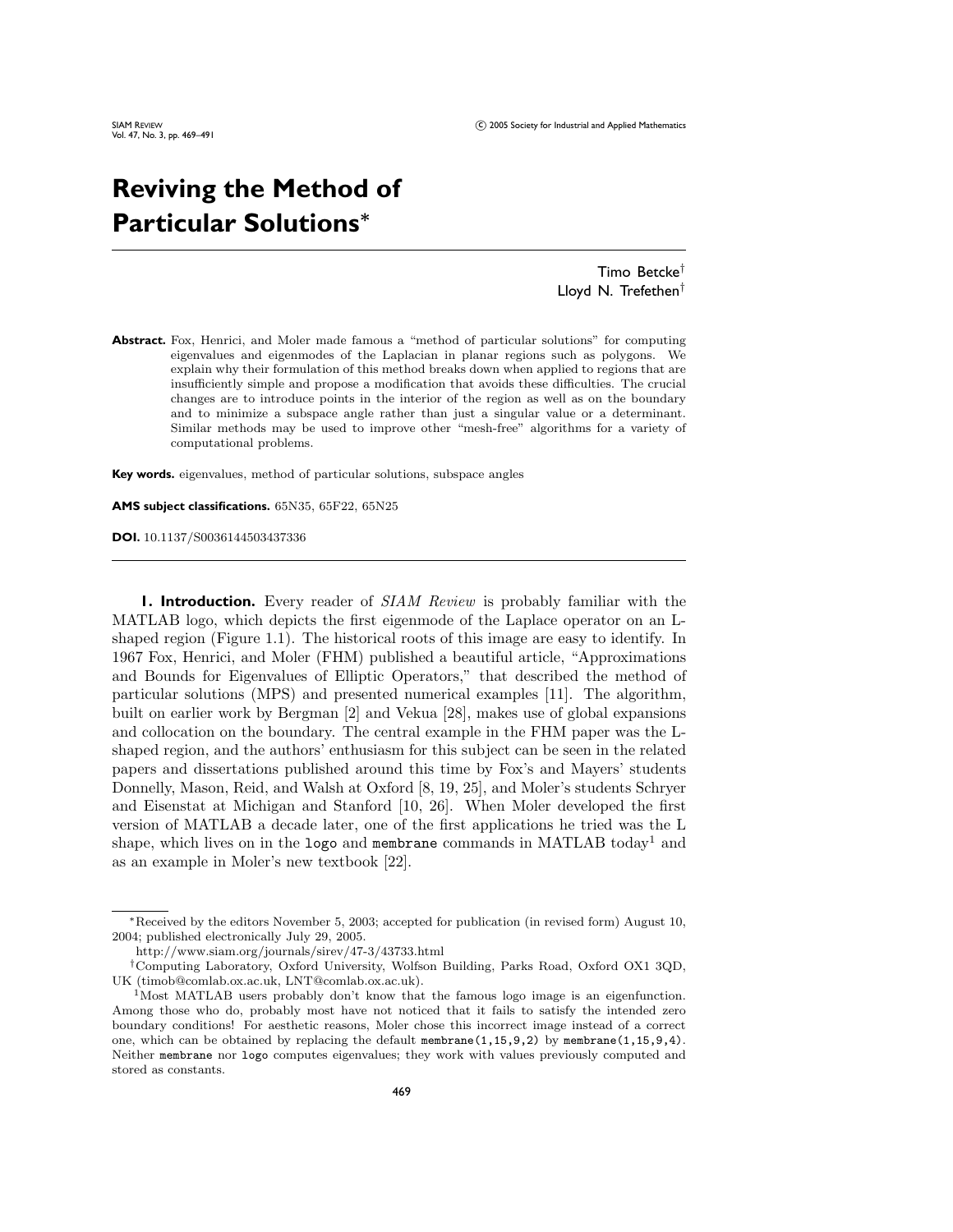# Reviving the Method of Particular Solutions*

Timo Betcke[†]
Lloyd N. Trefethen[†]

**Abstract.** Fox, Henrici, and Moler made famous a "method of particular solutions" for computing eigenvalues and eigenmodes of the Laplacian in planar regions such as polygons. We explain why their formulation of this method breaks down when applied to regions that are insufficiently simple and propose a modification that avoids these difficulties. The crucial changes are to introduce points in the interior of the region as well as on the boundary and to minimize a subspace angle rather than just a singular value or a determinant. Similar methods may be used to improve other "mesh-free" algorithms for a variety of computational problems.

**Key words.** eigenvalues, method of particular solutions, subspace angles

**AMS subject classifications.** 65N35, 65F22, 65N25

**DOI.** 10.1137/S0036144503437336

---

## 1. Introduction.

Every reader of *SIAM Review* is probably familiar with the MATLAB logo, which depicts the first eigenmode of the Laplace operator on an L-shaped region (Figure 1.1). The historical roots of this image are easy to identify. In 1967 Fox, Henrici, and Moler (FHM) published a beautiful article, "Approximations and Bounds for Eigenvalues of Elliptic Operators," that described the method of particular solutions (MPS) and presented numerical examples [11]. The algorithm, built on earlier work by Bergman [2] and Vekua [28], makes use of global expansions and collocation on the boundary. The central example in the FHM paper was the L-shaped region, and the authors' enthusiasm for this subject can be seen in the related papers and dissertations published around this time by Fox's and Mayers' students Donnelly, Mason, Reid, and Walsh at Oxford [8, 19, 25], and Moler's students Schryer and Eisenstat at Michigan and Stanford [10, 26]. When Moler developed the first version of MATLAB a decade later, one of the first applications he tried was the L shape, which lives on in the `logo` and `membrane` commands in MATLAB today[1] and as an example in Moler's new textbook [22].

---

*Received by the editors November 5, 2003; accepted for publication (in revised form) August 10, 2004; published electronically July 29, 2005.

http://www.siam.org/journals/sirev/47-3/43733.html

[†]Computing Laboratory, Oxford University, Wolfson Building, Parks Road, Oxford OX1 3QD, UK (timob@comlab.ox.ac.uk, LNT@comlab.ox.ac.uk).

[1]Most MATLAB users probably don't know that the famous logo image is an eigenfunction. Among those who do, probably most have not noticed that it fails to satisfy the intended zero boundary conditions! For aesthetic reasons, Moler chose this incorrect image instead of a correct one, which can be obtained by replacing the default `membrane(1,15,9,2)` by `membrane(1,15,9,4)`. Neither `membrane` nor `logo` computes eigenvalues; they work with values previously computed and stored as constants.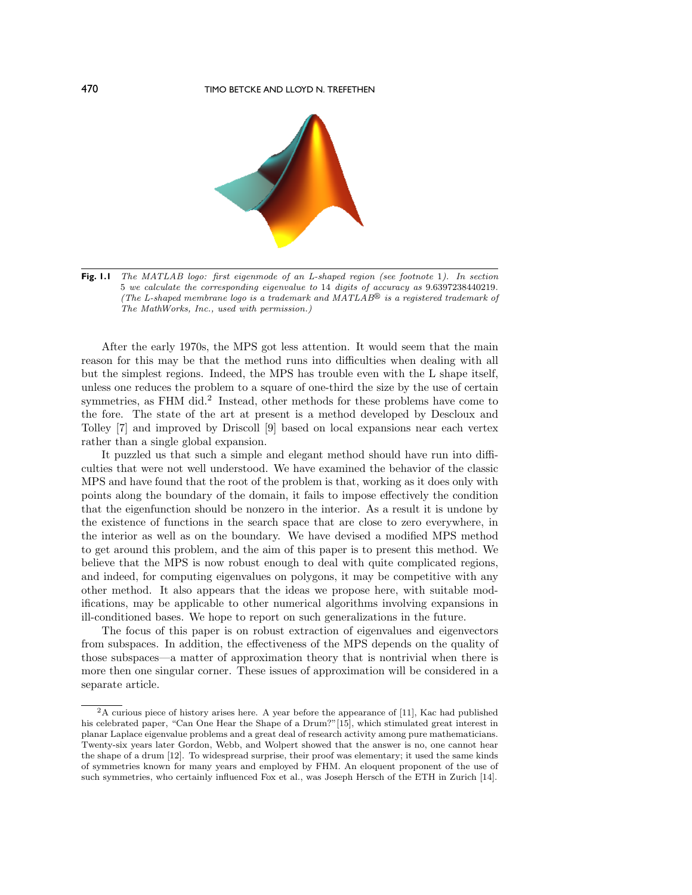**Fig. 1.1** *The MATLAB logo: first eigenmode of an L-shaped region (see footnote 1). In section 5 we calculate the corresponding eigenvalue to 14 digits of accuracy as 9.6397238440219. (The L-shaped membrane logo is a trademark and MATLAB® is a registered trademark of The MathWorks, Inc., used with permission.)*

After the early 1970s, the MPS got less attention. It would seem that the main reason for this may be that the method runs into difficulties when dealing with all but the simplest regions. Indeed, the MPS has trouble even with the L shape itself, unless one reduces the problem to a square of one-third the size by the use of certain symmetries, as FHM did.[2] Instead, other methods for these problems have come to the fore. The state of the art at present is a method developed by Descloux and Tolley [7] and improved by Driscoll [9] based on local expansions near each vertex rather than a single global expansion.

It puzzled us that such a simple and elegant method should have run into difficulties that were not well understood. We have examined the behavior of the classic MPS and have found that the root of the problem is that, working as it does only with points along the boundary of the domain, it fails to impose effectively the condition that the eigenfunction should be nonzero in the interior. As a result it is undone by the existence of functions in the search space that are close to zero everywhere, in the interior as well as on the boundary. We have devised a modified MPS method to get around this problem, and the aim of this paper is to present this method. We believe that the MPS is now robust enough to deal with quite complicated regions, and indeed, for computing eigenvalues on polygons, it may be competitive with any other method. It also appears that the ideas we propose here, with suitable modifications, may be applicable to other numerical algorithms involving expansions in ill-conditioned bases. We hope to report on such generalizations in the future.

The focus of this paper is on robust extraction of eigenvalues and eigenvectors from subspaces. In addition, the effectiveness of the MPS depends on the quality of those subspaces—a matter of approximation theory that is nontrivial when there is more then one singular corner. These issues of approximation will be considered in a separate article.

[2] A curious piece of history arises here. A year before the appearance of [11], Kac had published his celebrated paper, "Can One Hear the Shape of a Drum?" [15], which stimulated great interest in planar Laplace eigenvalue problems and a great deal of research activity among pure mathematicians. Twenty-six years later Gordon, Webb, and Wolpert showed that the answer is no, one cannot hear the shape of a drum [12]. To widespread surprise, their proof was elementary; it used the same kinds of symmetries known for many years and employed by FHM. An eloquent proponent of the use of such symmetries, who certainly influenced Fox et al., was Joseph Hersch of the ETH in Zurich [14].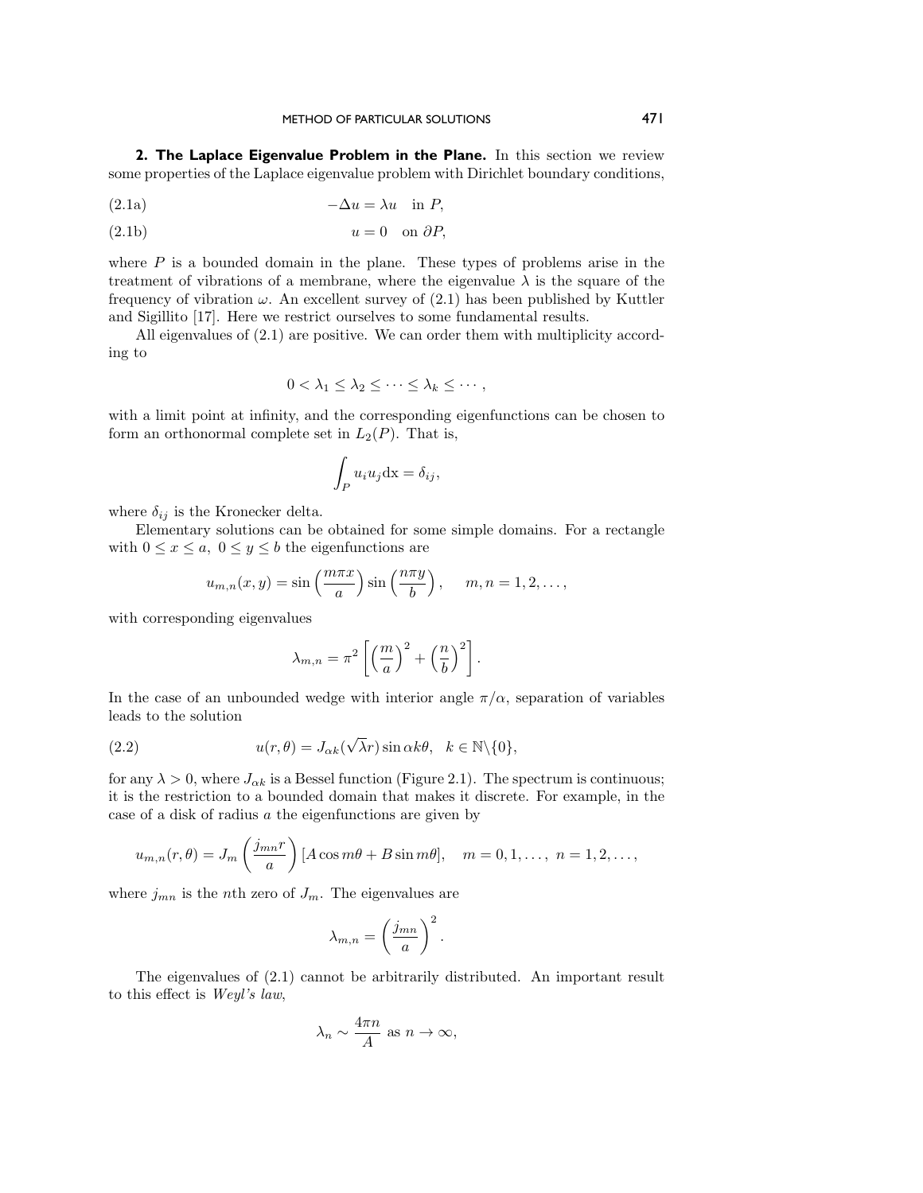## 2. The Laplace Eigenvalue Problem in the Plane.

In this section we review some properties of the Laplace eigenvalue problem with Dirichlet boundary conditions,

$$-\Delta u = \lambda u \quad \text{in } P, \tag{2.1a}$$

$$u = 0 \quad \text{on } \partial P, \tag{2.1b}$$

where $P$ is a bounded domain in the plane. These types of problems arise in the treatment of vibrations of a membrane, where the eigenvalue $\lambda$ is the square of the frequency of vibration $\omega$. An excellent survey of (2.1) has been published by Kuttler and Sigillito [17]. Here we restrict ourselves to some fundamental results.

All eigenvalues of (2.1) are positive. We can order them with multiplicity according to

$$0 < \lambda_1 \leq \lambda_2 \leq \cdots \leq \lambda_k \leq \cdots,$$

with a limit point at infinity, and the corresponding eigenfunctions can be chosen to form an orthonormal complete set in $L_2(P)$. That is,

$$\int_P u_i u_j \mathrm{dx} = \delta_{ij},$$

where $\delta_{ij}$ is the Kronecker delta.

Elementary solutions can be obtained for some simple domains. For a rectangle with $0 \leq x \leq a,\ 0 \leq y \leq b$ the eigenfunctions are

$$u_{m,n}(x,y) = \sin\left(\frac{m\pi x}{a}\right)\sin\left(\frac{n\pi y}{b}\right), \quad m,n = 1,2,\ldots,$$

with corresponding eigenvalues

$$\lambda_{m,n} = \pi^2\left[\left(\frac{m}{a}\right)^2 + \left(\frac{n}{b}\right)^2\right].$$

In the case of an unbounded wedge with interior angle $\pi/\alpha$, separation of variables leads to the solution

$$u(r,\theta) = J_{\alpha k}(\sqrt{\lambda}r)\sin\alpha k\theta, \quad k \in \mathbb{N}\backslash\{0\}, \tag{2.2}$$

for any $\lambda > 0$, where $J_{\alpha k}$ is a Bessel function (Figure 2.1). The spectrum is continuous; it is the restriction to a bounded domain that makes it discrete. For example, in the case of a disk of radius $a$ the eigenfunctions are given by

$$u_{m,n}(r,\theta) = J_m\left(\frac{j_{mn}r}{a}\right)[A\cos m\theta + B\sin m\theta], \quad m = 0,1,\ldots,\ n = 1,2,\ldots,$$

where $j_{mn}$ is the $n$th zero of $J_m$. The eigenvalues are

$$\lambda_{m,n} = \left(\frac{j_{mn}}{a}\right)^2.$$

The eigenvalues of (2.1) cannot be arbitrarily distributed. An important result to this effect is *Weyl's law*,

$$\lambda_n \sim \frac{4\pi n}{A} \text{ as } n \to \infty,$$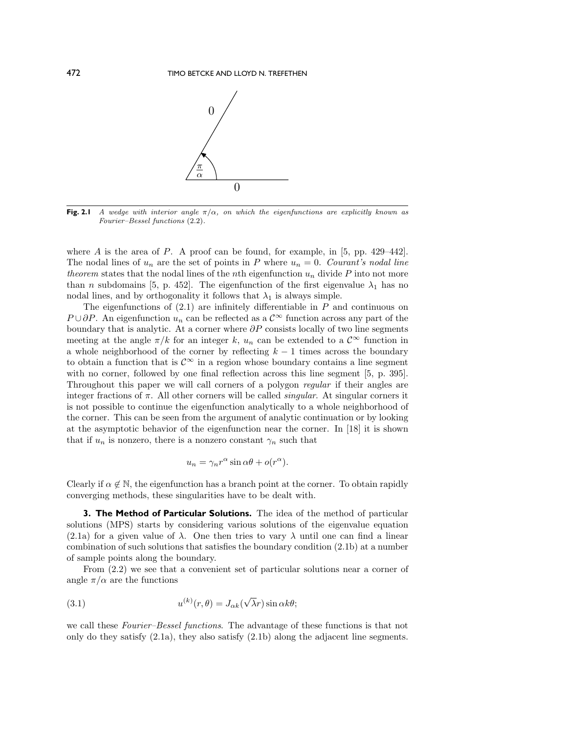**Fig. 2.1** *A wedge with interior angle $\pi/\alpha$, on which the eigenfunctions are explicitly known as Fourier–Bessel functions* (2.2).

where $A$ is the area of $P$. A proof can be found, for example, in [5, pp. 429–442]. The nodal lines of $u_n$ are the set of points in $P$ where $u_n = 0$. *Courant's nodal line theorem* states that the nodal lines of the $n$th eigenfunction $u_n$ divide $P$ into not more than $n$ subdomains [5, p. 452]. The eigenfunction of the first eigenvalue $\lambda_1$ has no nodal lines, and by orthogonality it follows that $\lambda_1$ is always simple.

The eigenfunctions of (2.1) are infinitely differentiable in $P$ and continuous on $P \cup \partial P$. An eigenfunction $u_n$ can be reflected as a $\mathcal{C}^\infty$ function across any part of the boundary that is analytic. At a corner where $\partial P$ consists locally of two line segments meeting at the angle $\pi/k$ for an integer $k$, $u_n$ can be extended to a $\mathcal{C}^\infty$ function in a whole neighborhood of the corner by reflecting $k-1$ times across the boundary to obtain a function that is $\mathcal{C}^\infty$ in a region whose boundary contains a line segment with no corner, followed by one final reflection across this line segment [5, p. 395]. Throughout this paper we will call corners of a polygon *regular* if their angles are integer fractions of $\pi$. All other corners will be called *singular*. At singular corners it is not possible to continue the eigenfunction analytically to a whole neighborhood of the corner. This can be seen from the argument of analytic continuation or by looking at the asymptotic behavior of the eigenfunction near the corner. In [18] it is shown that if $u_n$ is nonzero, there is a nonzero constant $\gamma_n$ such that

$$u_n = \gamma_n r^\alpha \sin \alpha\theta + o(r^\alpha).$$

Clearly if $\alpha \notin \mathbb{N}$, the eigenfunction has a branch point at the corner. To obtain rapidly converging methods, these singularities have to be dealt with.

## 3. The Method of Particular Solutions.

The idea of the method of particular solutions (MPS) starts by considering various solutions of the eigenvalue equation (2.1a) for a given value of $\lambda$. One then tries to vary $\lambda$ until one can find a linear combination of such solutions that satisfies the boundary condition (2.1b) at a number of sample points along the boundary.

From (2.2) we see that a convenient set of particular solutions near a corner of angle $\pi/\alpha$ are the functions

$$u^{(k)}(r,\theta) = J_{\alpha k}(\sqrt{\lambda} r) \sin \alpha k\theta; \tag{3.1}$$

we call these *Fourier–Bessel functions*. The advantage of these functions is that not only do they satisfy (2.1a), they also satisfy (2.1b) along the adjacent line segments.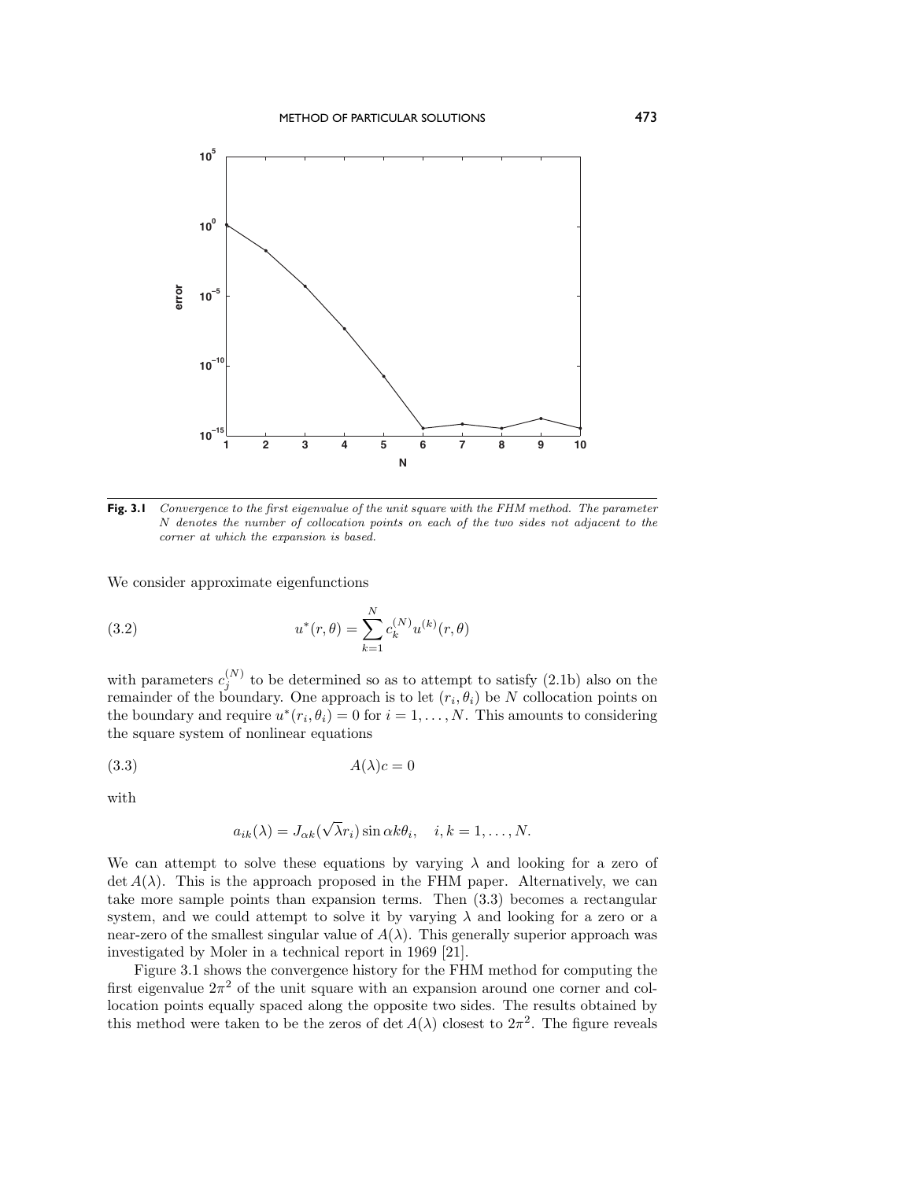**Fig. 3.1** *Convergence to the first eigenvalue of the unit square with the FHM method. The parameter N denotes the number of collocation points on each of the two sides not adjacent to the corner at which the expansion is based.*

We consider approximate eigenfunctions

$$u^*(r,\theta) = \sum_{k=1}^{N} c_k^{(N)} u^{(k)}(r,\theta) \tag{3.2}$$

with parameters $c_j^{(N)}$ to be determined so as to attempt to satisfy (2.1b) also on the remainder of the boundary. One approach is to let $(r_i, \theta_i)$ be $N$ collocation points on the boundary and require $u^*(r_i, \theta_i) = 0$ for $i = 1, \ldots, N$. This amounts to considering the square system of nonlinear equations

$$A(\lambda)c = 0 \tag{3.3}$$

with

$$a_{ik}(\lambda) = J_{\alpha k}(\sqrt{\lambda} r_i) \sin \alpha k \theta_i, \quad i, k = 1, \ldots, N.$$

We can attempt to solve these equations by varying $\lambda$ and looking for a zero of $\det A(\lambda)$. This is the approach proposed in the FHM paper. Alternatively, we can take more sample points than expansion terms. Then (3.3) becomes a rectangular system, and we could attempt to solve it by varying $\lambda$ and looking for a zero or a near-zero of the smallest singular value of $A(\lambda)$. This generally superior approach was investigated by Moler in a technical report in 1969 [21].

Figure 3.1 shows the convergence history for the FHM method for computing the first eigenvalue $2\pi^2$ of the unit square with an expansion around one corner and collocation points equally spaced along the opposite two sides. The results obtained by this method were taken to be the zeros of $\det A(\lambda)$ closest to $2\pi^2$. The figure reveals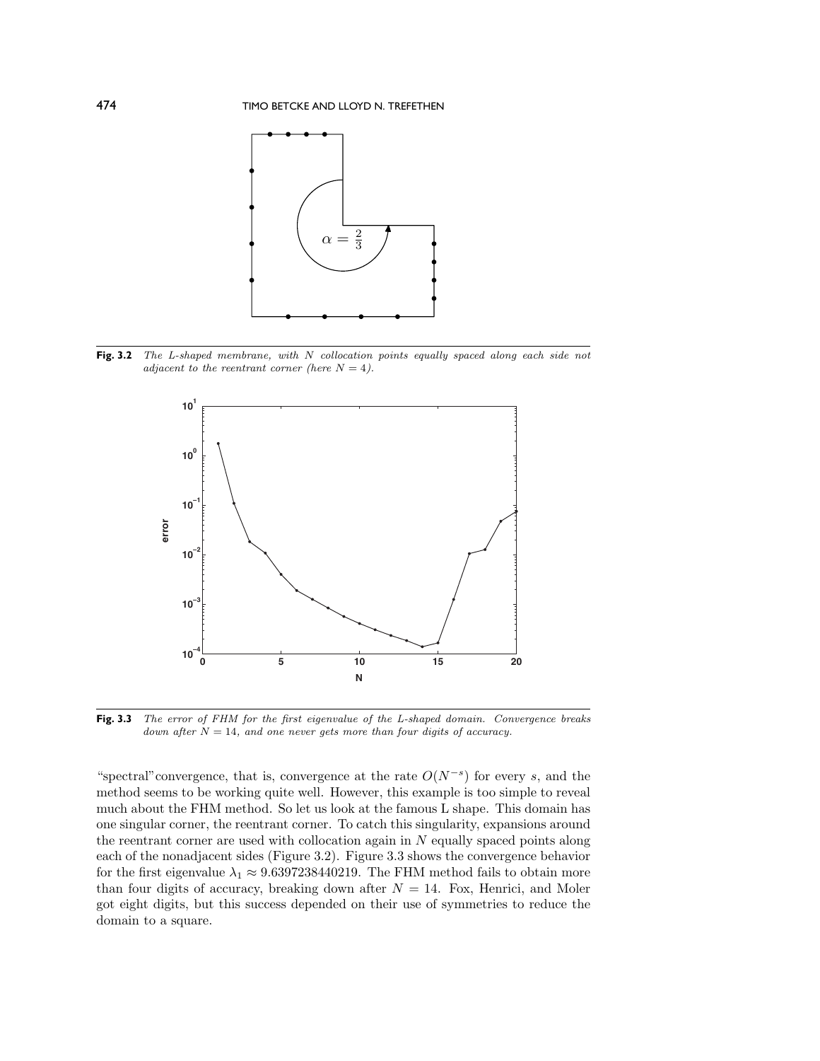**Fig. 3.2** *The L-shaped membrane, with $N$ collocation points equally spaced along each side not adjacent to the reentrant corner (here $N = 4$).*

**Fig. 3.3** *The error of FHM for the first eigenvalue of the L-shaped domain. Convergence breaks down after $N = 14$, and one never gets more than four digits of accuracy.*

"spectral" convergence, that is, convergence at the rate $O(N^{-s})$ for every $s$, and the method seems to be working quite well. However, this example is too simple to reveal much about the FHM method. So let us look at the famous L shape. This domain has one singular corner, the reentrant corner. To catch this singularity, expansions around the reentrant corner are used with collocation again in $N$ equally spaced points along each of the nonadjacent sides (Figure 3.2). Figure 3.3 shows the convergence behavior for the first eigenvalue $\lambda_1 \approx 9.6397238440219$. The FHM method fails to obtain more than four digits of accuracy, breaking down after $N = 14$. Fox, Henrici, and Moler got eight digits, but this success depended on their use of symmetries to reduce the domain to a square.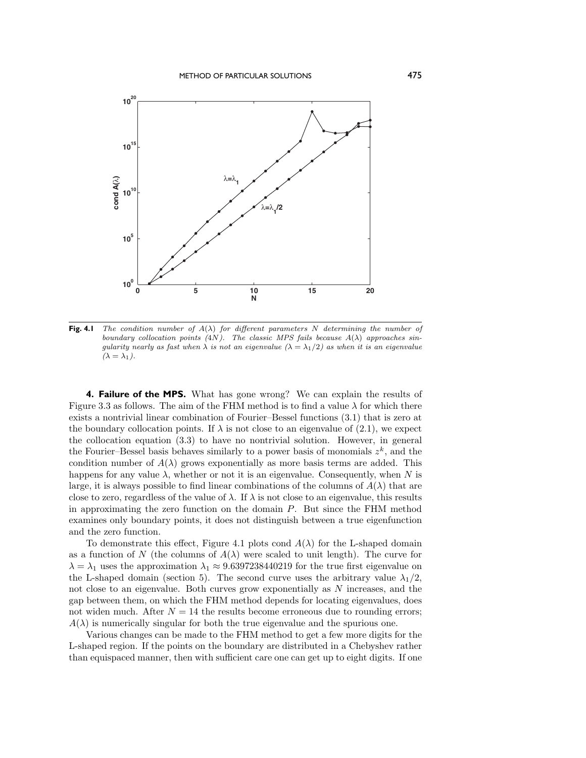**Fig. 4.1** *The condition number of $A(\lambda)$ for different parameters $N$ determining the number of boundary collocation points ($4N$). The classic MPS fails because $A(\lambda)$ approaches singularity nearly as fast when $\lambda$ is not an eigenvalue ($\lambda = \lambda_1/2$) as when it is an eigenvalue ($\lambda = \lambda_1$).*

## 4. Failure of the MPS.

What has gone wrong? We can explain the results of Figure 3.3 as follows. The aim of the FHM method is to find a value $\lambda$ for which there exists a nontrivial linear combination of Fourier–Bessel functions (3.1) that is zero at the boundary collocation points. If $\lambda$ is not close to an eigenvalue of (2.1), we expect the collocation equation (3.3) to have no nontrivial solution. However, in general the Fourier–Bessel basis behaves similarly to a power basis of monomials $z^k$, and the condition number of $A(\lambda)$ grows exponentially as more basis terms are added. This happens for any value $\lambda$, whether or not it is an eigenvalue. Consequently, when $N$ is large, it is always possible to find linear combinations of the columns of $A(\lambda)$ that are close to zero, regardless of the value of $\lambda$. If $\lambda$ is not close to an eigenvalue, this results in approximating the zero function on the domain $P$. But since the FHM method examines only boundary points, it does not distinguish between a true eigenfunction and the zero function.

To demonstrate this effect, Figure 4.1 plots cond $A(\lambda)$ for the L-shaped domain as a function of $N$ (the columns of $A(\lambda)$ were scaled to unit length). The curve for $\lambda = \lambda_1$ uses the approximation $\lambda_1 \approx 9.6397238440219$ for the true first eigenvalue on the L-shaped domain (section 5). The second curve uses the arbitrary value $\lambda_1/2$, not close to an eigenvalue. Both curves grow exponentially as $N$ increases, and the gap between them, on which the FHM method depends for locating eigenvalues, does not widen much. After $N = 14$ the results become erroneous due to rounding errors; $A(\lambda)$ is numerically singular for both the true eigenvalue and the spurious one.

Various changes can be made to the FHM method to get a few more digits for the L-shaped region. If the points on the boundary are distributed in a Chebyshev rather than equispaced manner, then with sufficient care one can get up to eight digits. If one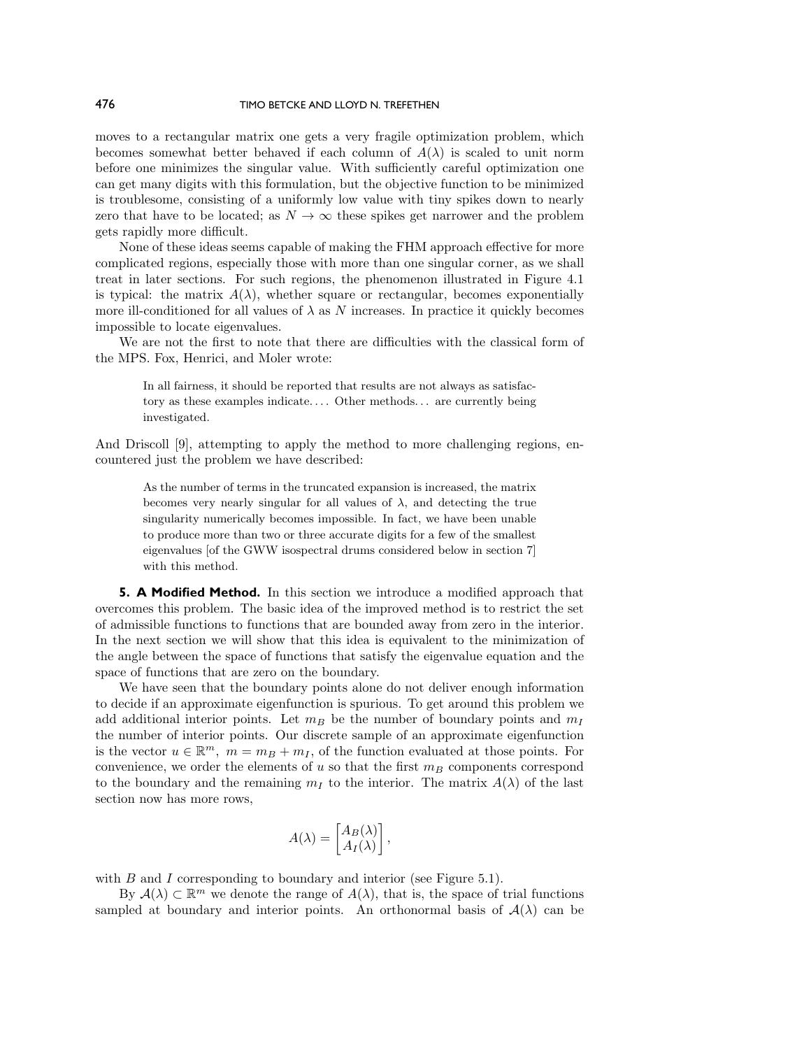moves to a rectangular matrix one gets a very fragile optimization problem, which becomes somewhat better behaved if each column of $A(\lambda)$ is scaled to unit norm before one minimizes the singular value. With sufficiently careful optimization one can get many digits with this formulation, but the objective function to be minimized is troublesome, consisting of a uniformly low value with tiny spikes down to nearly zero that have to be located; as $N \to \infty$ these spikes get narrower and the problem gets rapidly more difficult.

None of these ideas seems capable of making the FHM approach effective for more complicated regions, especially those with more than one singular corner, as we shall treat in later sections. For such regions, the phenomenon illustrated in Figure 4.1 is typical: the matrix $A(\lambda)$, whether square or rectangular, becomes exponentially more ill-conditioned for all values of $\lambda$ as $N$ increases. In practice it quickly becomes impossible to locate eigenvalues.

We are not the first to note that there are difficulties with the classical form of the MPS. Fox, Henrici, and Moler wrote:

> In all fairness, it should be reported that results are not always as satisfactory as these examples indicate.... Other methods... are currently being investigated.

And Driscoll [9], attempting to apply the method to more challenging regions, encountered just the problem we have described:

> As the number of terms in the truncated expansion is increased, the matrix becomes very nearly singular for all values of $\lambda$, and detecting the true singularity numerically becomes impossible. In fact, we have been unable to produce more than two or three accurate digits for a few of the smallest eigenvalues [of the GWW isospectral drums considered below in section 7] with this method.

**5. A Modified Method.** In this section we introduce a modified approach that overcomes this problem. The basic idea of the improved method is to restrict the set of admissible functions to functions that are bounded away from zero in the interior. In the next section we will show that this idea is equivalent to the minimization of the angle between the space of functions that satisfy the eigenvalue equation and the space of functions that are zero on the boundary.

We have seen that the boundary points alone do not deliver enough information to decide if an approximate eigenfunction is spurious. To get around this problem we add additional interior points. Let $m_B$ be the number of boundary points and $m_I$ the number of interior points. Our discrete sample of an approximate eigenfunction is the vector $u \in \mathbb{R}^m$, $m = m_B + m_I$, of the function evaluated at those points. For convenience, we order the elements of $u$ so that the first $m_B$ components correspond to the boundary and the remaining $m_I$ to the interior. The matrix $A(\lambda)$ of the last section now has more rows,

$$A(\lambda) = \begin{bmatrix} A_B(\lambda) \\ A_I(\lambda) \end{bmatrix},$$

with $B$ and $I$ corresponding to boundary and interior (see Figure 5.1).

By $\mathcal{A}(\lambda) \subset \mathbb{R}^m$ we denote the range of $A(\lambda)$, that is, the space of trial functions sampled at boundary and interior points. An orthonormal basis of $\mathcal{A}(\lambda)$ can be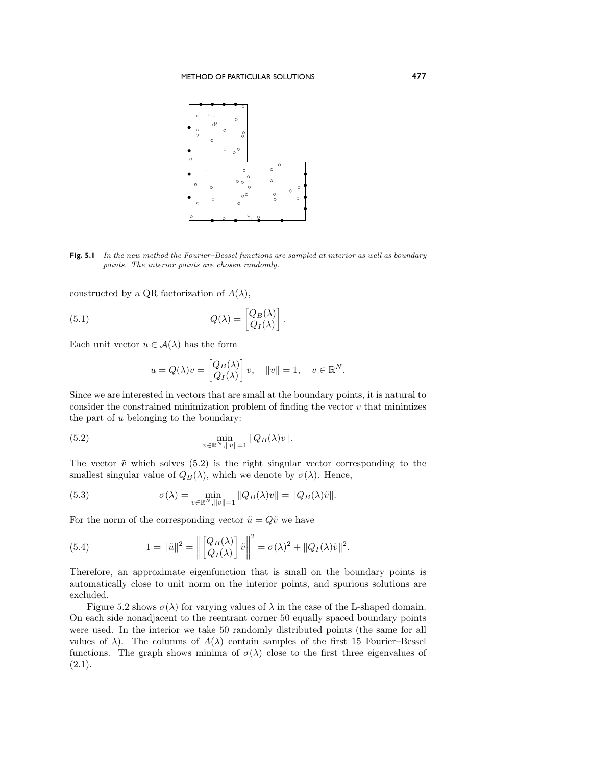**Fig. 5.1** *In the new method the Fourier–Bessel functions are sampled at interior as well as boundary points. The interior points are chosen randomly.*

constructed by a QR factorization of $A(\lambda)$,

$$Q(\lambda) = \begin{bmatrix} Q_B(\lambda) \\ Q_I(\lambda) \end{bmatrix}. \tag{5.1}$$

Each unit vector $u \in \mathcal{A}(\lambda)$ has the form

$$u = Q(\lambda)v = \begin{bmatrix} Q_B(\lambda) \\ Q_I(\lambda) \end{bmatrix} v, \quad \|v\| = 1, \quad v \in \mathbb{R}^N.$$

Since we are interested in vectors that are small at the boundary points, it is natural to consider the constrained minimization problem of finding the vector $v$ that minimizes the part of $u$ belonging to the boundary:

$$\min_{v \in \mathbb{R}^N, \|v\|=1} \|Q_B(\lambda)v\|. \tag{5.2}$$

The vector $\tilde{v}$ which solves (5.2) is the right singular vector corresponding to the smallest singular value of $Q_B(\lambda)$, which we denote by $\sigma(\lambda)$. Hence,

$$\sigma(\lambda) = \min_{v \in \mathbb{R}^N, \|v\|=1} \|Q_B(\lambda)v\| = \|Q_B(\lambda)\tilde{v}\|. \tag{5.3}$$

For the norm of the corresponding vector $\tilde{u} = Q\tilde{v}$ we have

$$1 = \|\tilde{u}\|^2 = \left\| \begin{bmatrix} Q_B(\lambda) \\ Q_I(\lambda) \end{bmatrix} \tilde{v} \right\|^2 = \sigma(\lambda)^2 + \|Q_I(\lambda)\tilde{v}\|^2. \tag{5.4}$$

Therefore, an approximate eigenfunction that is small on the boundary points is automatically close to unit norm on the interior points, and spurious solutions are excluded.

Figure 5.2 shows $\sigma(\lambda)$ for varying values of $\lambda$ in the case of the L-shaped domain. On each side nonadjacent to the reentrant corner 50 equally spaced boundary points were used. In the interior we take 50 randomly distributed points (the same for all values of $\lambda$). The columns of $A(\lambda)$ contain samples of the first 15 Fourier–Bessel functions. The graph shows minima of $\sigma(\lambda)$ close to the first three eigenvalues of (2.1).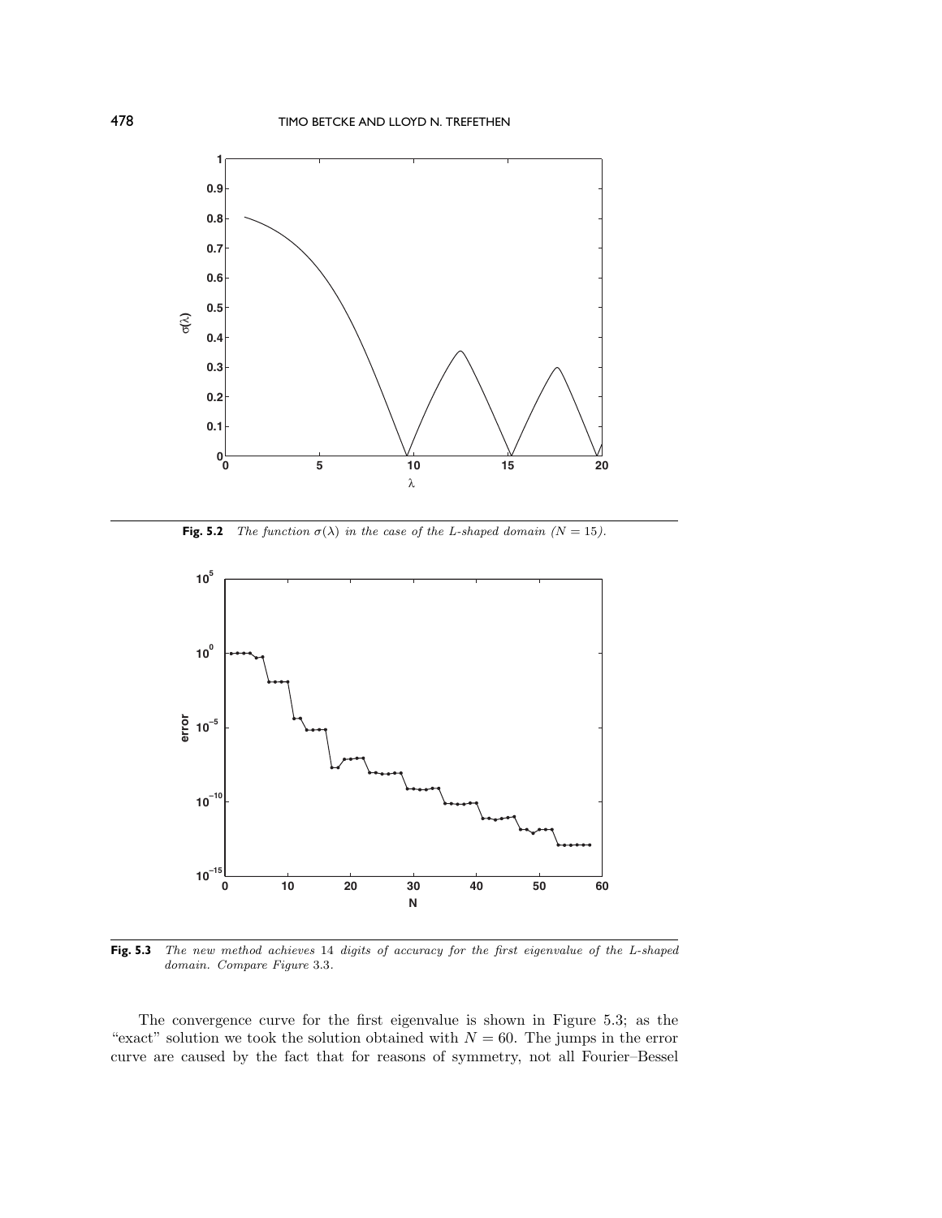**Fig. 5.2** *The function $\sigma(\lambda)$ in the case of the L-shaped domain ($N = 15$).*

**Fig. 5.3** *The new method achieves 14 digits of accuracy for the first eigenvalue of the L-shaped domain. Compare Figure 3.3.*

The convergence curve for the first eigenvalue is shown in Figure 5.3; as the "exact" solution we took the solution obtained with $N = 60$. The jumps in the error curve are caused by the fact that for reasons of symmetry, not all Fourier–Bessel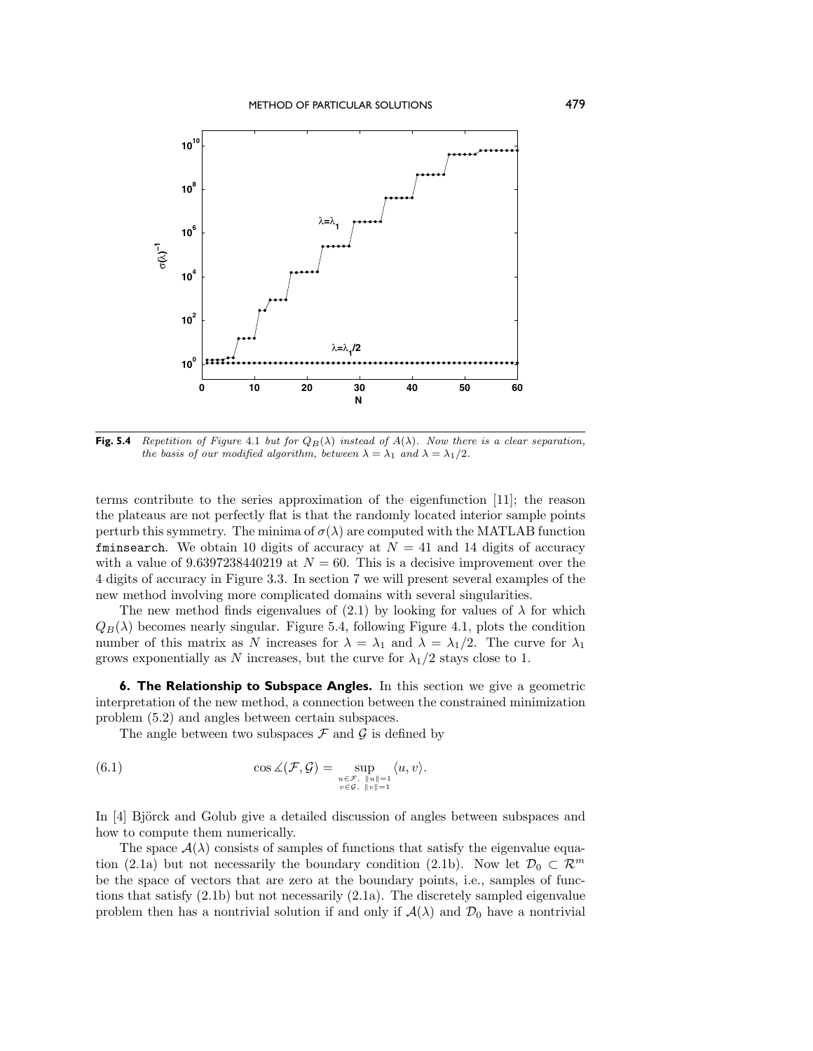**Fig. 5.4** *Repetition of Figure* 4.1 *but for $Q_B(\lambda)$ instead of $A(\lambda)$. Now there is a clear separation, the basis of our modified algorithm, between $\lambda = \lambda_1$ and $\lambda = \lambda_1/2$.*

terms contribute to the series approximation of the eigenfunction [11]; the reason the plateaus are not perfectly flat is that the randomly located interior sample points perturb this symmetry. The minima of $\sigma(\lambda)$ are computed with the MATLAB function `fminsearch`. We obtain 10 digits of accuracy at $N = 41$ and 14 digits of accuracy with a value of 9.6397238440219 at $N = 60$. This is a decisive improvement over the 4 digits of accuracy in Figure 3.3. In section 7 we will present several examples of the new method involving more complicated domains with several singularities.

The new method finds eigenvalues of (2.1) by looking for values of $\lambda$ for which $Q_B(\lambda)$ becomes nearly singular. Figure 5.4, following Figure 4.1, plots the condition number of this matrix as $N$ increases for $\lambda = \lambda_1$ and $\lambda = \lambda_1/2$. The curve for $\lambda_1$ grows exponentially as $N$ increases, but the curve for $\lambda_1/2$ stays close to 1.

## 6. The Relationship to Subspace Angles.

In this section we give a geometric interpretation of the new method, a connection between the constrained minimization problem (5.2) and angles between certain subspaces.

The angle between two subspaces $\mathcal{F}$ and $\mathcal{G}$ is defined by

$$\cos \measuredangle(\mathcal{F}, \mathcal{G}) = \sup_{\substack{u \in \mathcal{F},\ \|u\|=1 \\ v \in \mathcal{G},\ \|v\|=1}} \langle u, v \rangle. \tag{6.1}$$

In [4] Björck and Golub give a detailed discussion of angles between subspaces and how to compute them numerically.

The space $\mathcal{A}(\lambda)$ consists of samples of functions that satisfy the eigenvalue equation (2.1a) but not necessarily the boundary condition (2.1b). Now let $\mathcal{D}_0 \subset \mathcal{R}^m$ be the space of vectors that are zero at the boundary points, i.e., samples of functions that satisfy (2.1b) but not necessarily (2.1a). The discretely sampled eigenvalue problem then has a nontrivial solution if and only if $\mathcal{A}(\lambda)$ and $\mathcal{D}_0$ have a nontrivial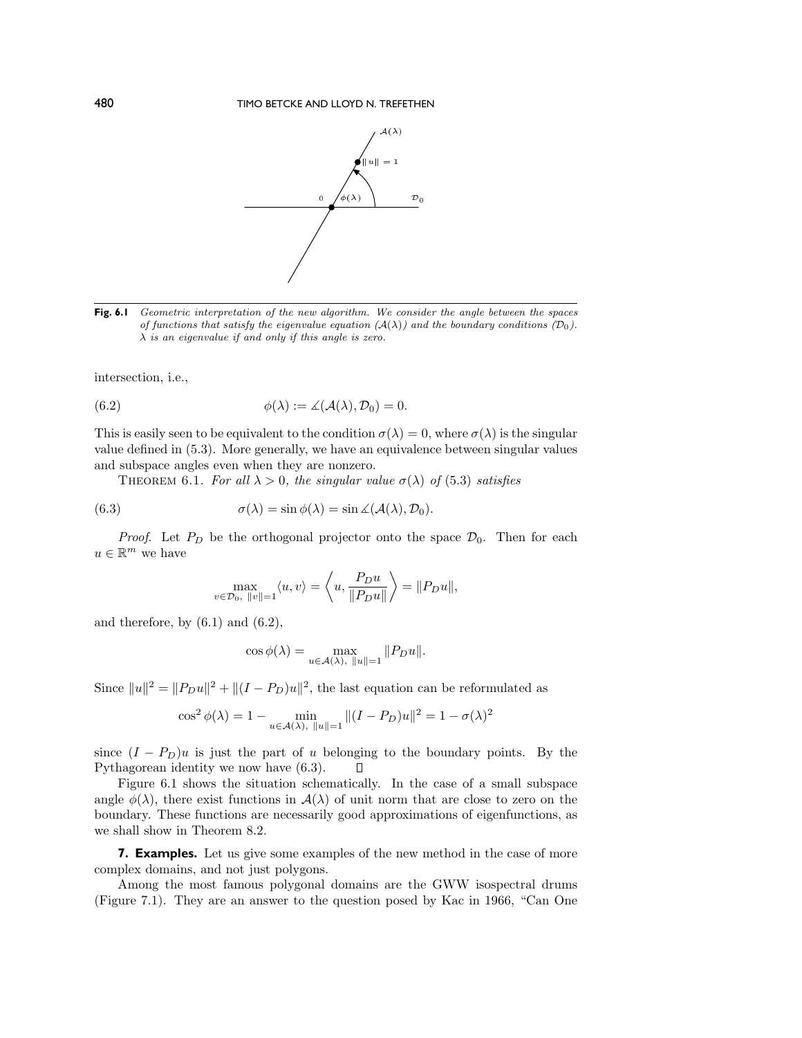**Fig. 6.1** *Geometric interpretation of the new algorithm. We consider the angle between the spaces of functions that satisfy the eigenvalue equation ($\mathcal{A}(\lambda)$) and the boundary conditions ($\mathcal{D}_0$). $\lambda$ is an eigenvalue if and only if this angle is zero.*

intersection, i.e.,

$$\phi(\lambda) := \measuredangle(\mathcal{A}(\lambda), \mathcal{D}_0) = 0. \tag{6.2}$$

This is easily seen to be equivalent to the condition $\sigma(\lambda) = 0$, where $\sigma(\lambda)$ is the singular value defined in (5.3). More generally, we have an equivalence between singular values and subspace angles even when they are nonzero.

THEOREM 6.1. *For all $\lambda > 0$, the singular value $\sigma(\lambda)$ of (5.3) satisfies*

$$\sigma(\lambda) = \sin\phi(\lambda) = \sin\measuredangle(\mathcal{A}(\lambda), \mathcal{D}_0). \tag{6.3}$$

*Proof.* Let $P_D$ be the orthogonal projector onto the space $\mathcal{D}_0$. Then for each $u \in \mathbb{R}^m$ we have

$$\max_{v\in\mathcal{D}_0,\ \|v\|=1} \langle u, v\rangle = \left\langle u, \frac{P_D u}{\|P_D u\|}\right\rangle = \|P_D u\|,$$

and therefore, by (6.1) and (6.2),

$$\cos\phi(\lambda) = \max_{u\in\mathcal{A}(\lambda),\ \|u\|=1} \|P_D u\|.$$

Since $\|u\|^2 = \|P_D u\|^2 + \|(I - P_D)u\|^2$, the last equation can be reformulated as

$$\cos^2\phi(\lambda) = 1 - \min_{u\in\mathcal{A}(\lambda),\ \|u\|=1} \|(I - P_D)u\|^2 = 1 - \sigma(\lambda)^2$$

since $(I - P_D)u$ is just the part of $u$ belonging to the boundary points. By the Pythagorean identity we now have (6.3). $\square$

Figure 6.1 shows the situation schematically. In the case of a small subspace angle $\phi(\lambda)$, there exist functions in $\mathcal{A}(\lambda)$ of unit norm that are close to zero on the boundary. These functions are necessarily good approximations of eigenfunctions, as we shall show in Theorem 8.2.

**7. Examples.** Let us give some examples of the new method in the case of more complex domains, and not just polygons.

Among the most famous polygonal domains are the GWW isospectral drums (Figure 7.1). They are an answer to the question posed by Kac in 1966, "Can One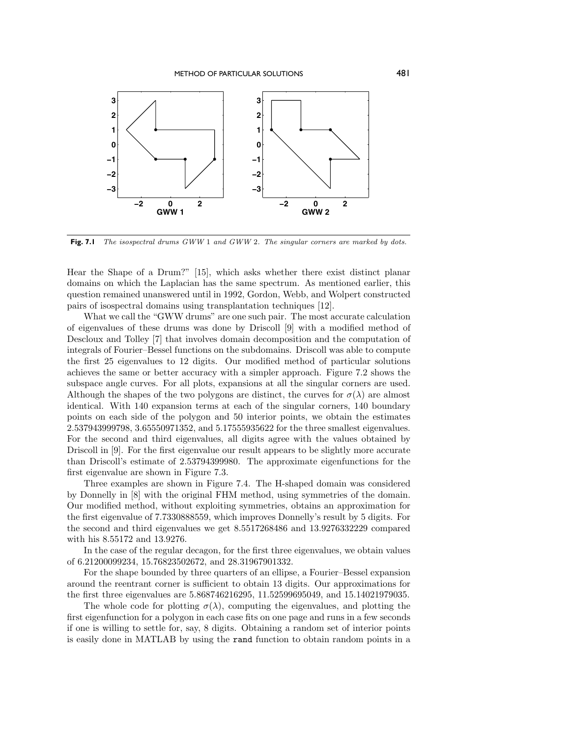Fig. 7.1 *The isospectral drums GWW 1 and GWW 2. The singular corners are marked by dots.*

Hear the Shape of a Drum?" [15], which asks whether there exist distinct planar domains on which the Laplacian has the same spectrum. As mentioned earlier, this question remained unanswered until in 1992, Gordon, Webb, and Wolpert constructed pairs of isospectral domains using transplantation techniques [12].

What we call the "GWW drums" are one such pair. The most accurate calculation of eigenvalues of these drums was done by Driscoll [9] with a modified method of Descloux and Tolley [7] that involves domain decomposition and the computation of integrals of Fourier–Bessel functions on the subdomains. Driscoll was able to compute the first 25 eigenvalues to 12 digits. Our modified method of particular solutions achieves the same or better accuracy with a simpler approach. Figure 7.2 shows the subspace angle curves. For all plots, expansions at all the singular corners are used. Although the shapes of the two polygons are distinct, the curves for $\sigma(\lambda)$ are almost identical. With 140 expansion terms at each of the singular corners, 140 boundary points on each side of the polygon and 50 interior points, we obtain the estimates 2.537943999798, 3.65550971352, and 5.17555935622 for the three smallest eigenvalues. For the second and third eigenvalues, all digits agree with the values obtained by Driscoll in [9]. For the first eigenvalue our result appears to be slightly more accurate than Driscoll's estimate of 2.53794399980. The approximate eigenfunctions for the first eigenvalue are shown in Figure 7.3.

Three examples are shown in Figure 7.4. The H-shaped domain was considered by Donnelly in [8] with the original FHM method, using symmetries of the domain. Our modified method, without exploiting symmetries, obtains an approximation for the first eigenvalue of 7.7330888559, which improves Donnelly's result by 5 digits. For the second and third eigenvalues we get 8.5517268486 and 13.9276332229 compared with his 8.55172 and 13.9276.

In the case of the regular decagon, for the first three eigenvalues, we obtain values of 6.21200099234, 15.76823502672, and 28.31967901332.

For the shape bounded by three quarters of an ellipse, a Fourier–Bessel expansion around the reentrant corner is sufficient to obtain 13 digits. Our approximations for the first three eigenvalues are 5.868746216295, 11.52599695049, and 15.14021979035.

The whole code for plotting $\sigma(\lambda)$, computing the eigenvalues, and plotting the first eigenfunction for a polygon in each case fits on one page and runs in a few seconds if one is willing to settle for, say, 8 digits. Obtaining a random set of interior points is easily done in MATLAB by using the `rand` function to obtain random points in a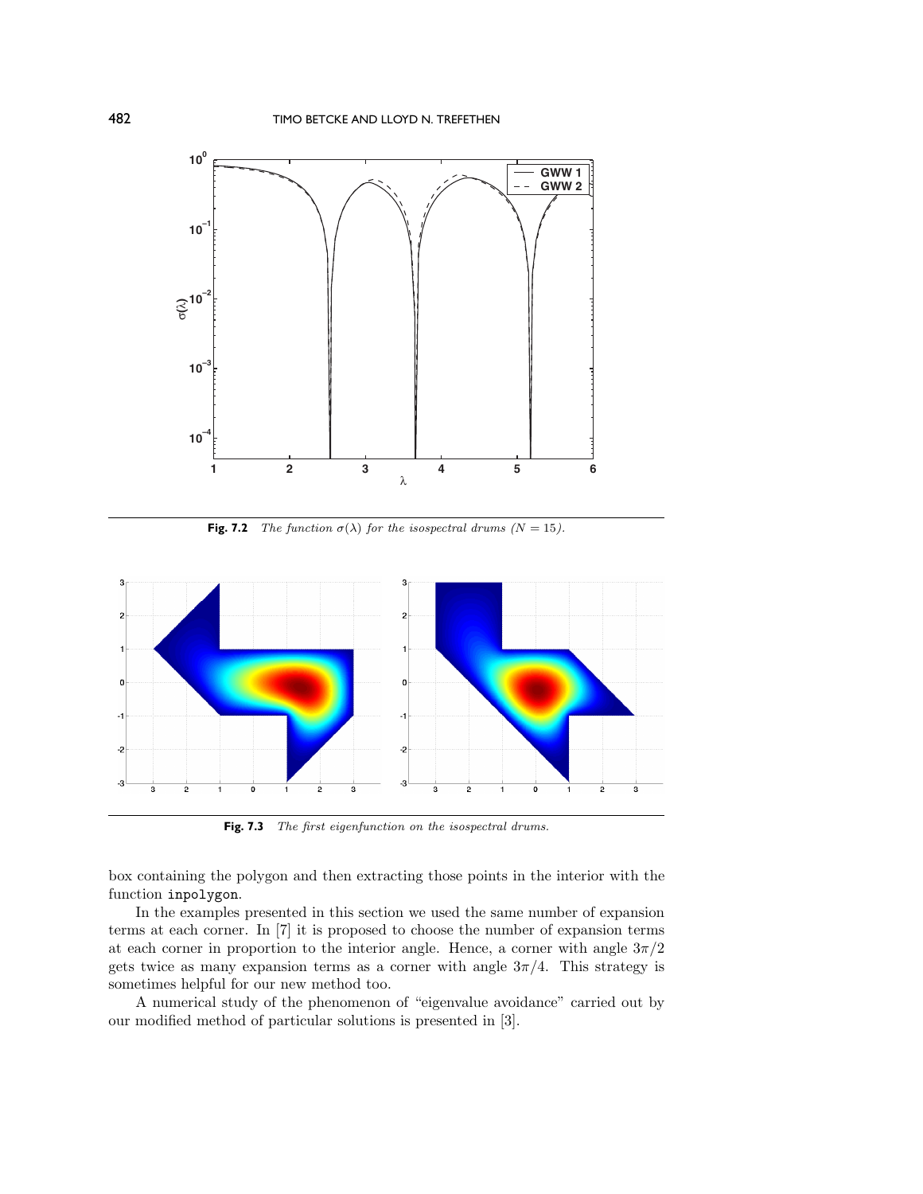**Fig. 7.2** *The function $\sigma(\lambda)$ for the isospectral drums ($N = 15$).*

**Fig. 7.3** *The first eigenfunction on the isospectral drums.*

box containing the polygon and then extracting those points in the interior with the function `inpolygon`.

In the examples presented in this section we used the same number of expansion terms at each corner. In [7] it is proposed to choose the number of expansion terms at each corner in proportion to the interior angle. Hence, a corner with angle $3\pi/2$ gets twice as many expansion terms as a corner with angle $3\pi/4$. This strategy is sometimes helpful for our new method too.

A numerical study of the phenomenon of "eigenvalue avoidance" carried out by our modified method of particular solutions is presented in [3].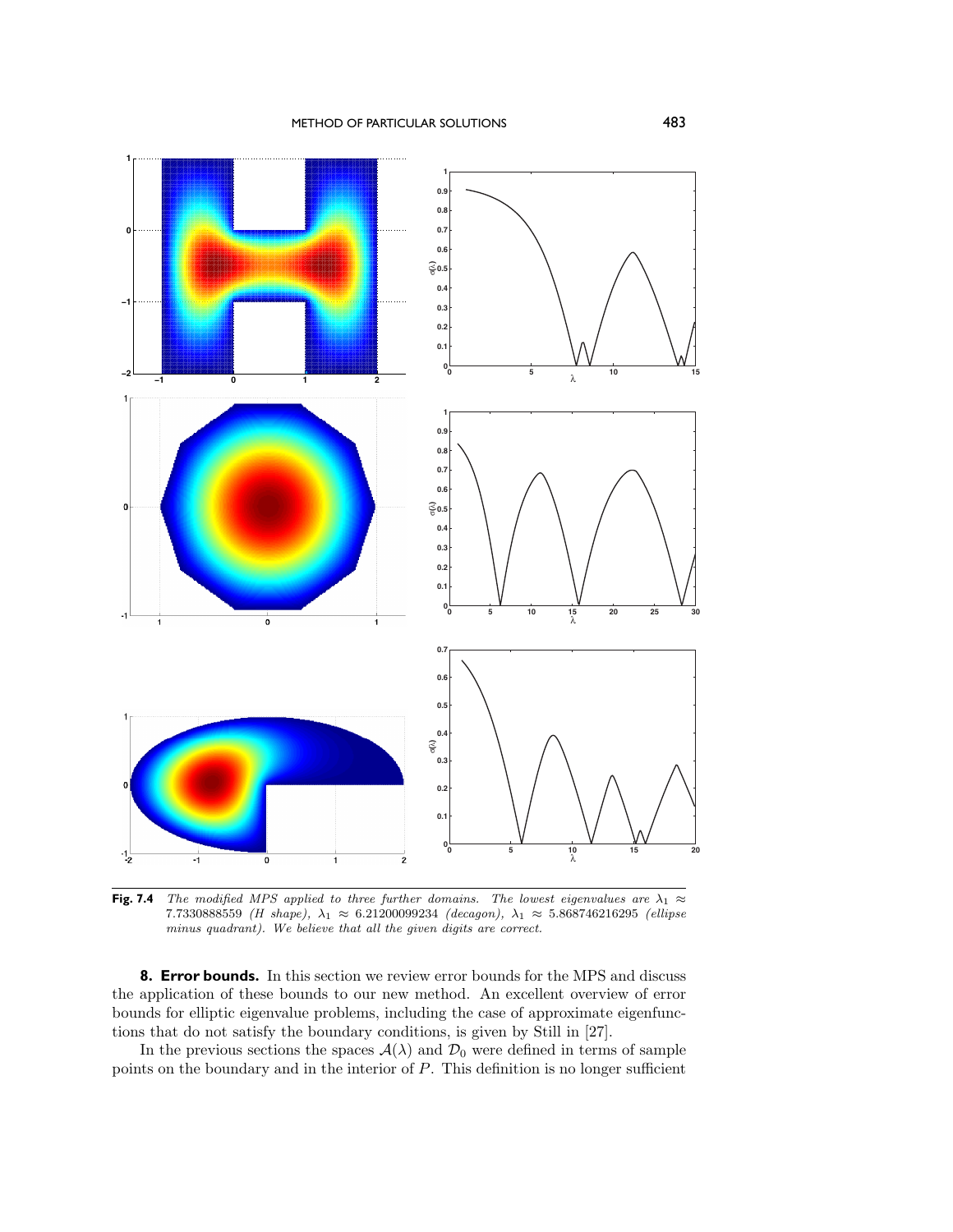**Fig. 7.4** *The modified MPS applied to three further domains. The lowest eigenvalues are* $\lambda_1 \approx 7.7330888559$ *(H shape),* $\lambda_1 \approx 6.21200099234$ *(decagon),* $\lambda_1 \approx 5.868746216295$ *(ellipse minus quadrant). We believe that all the given digits are correct.*

## 8. Error bounds.

In this section we review error bounds for the MPS and discuss the application of these bounds to our new method. An excellent overview of error bounds for elliptic eigenvalue problems, including the case of approximate eigenfunctions that do not satisfy the boundary conditions, is given by Still in [27].

In the previous sections the spaces $\mathcal{A}(\lambda)$ and $\mathcal{D}_0$ were defined in terms of sample points on the boundary and in the interior of $P$. This definition is no longer sufficient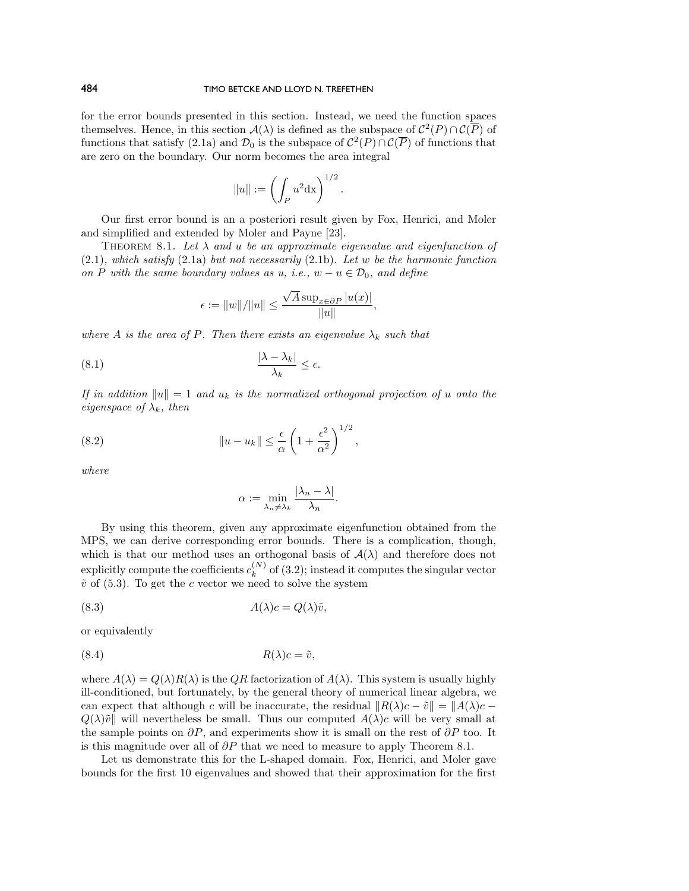for the error bounds presented in this section. Instead, we need the function spaces themselves. Hence, in this section $\mathcal{A}(\lambda)$ is defined as the subspace of $\mathcal{C}^2(P) \cap \mathcal{C}(\overline{P})$ of functions that satisfy (2.1a) and $\mathcal{D}_0$ is the subspace of $\mathcal{C}^2(P) \cap \mathcal{C}(\overline{P})$ of functions that are zero on the boundary. Our norm becomes the area integral

$$\|u\| := \left( \int_P u^2 \mathrm{d}x \right)^{1/2}.$$

Our first error bound is an a posteriori result given by Fox, Henrici, and Moler and simplified and extended by Moler and Payne [23].

THEOREM 8.1. *Let $\lambda$ and $u$ be an approximate eigenvalue and eigenfunction of* (2.1)*, which satisfy* (2.1a) *but not necessarily* (2.1b)*. Let $w$ be the harmonic function on $P$ with the same boundary values as $u$, i.e., $w - u \in \mathcal{D}_0$, and define*

$$\epsilon := \|w\|/\|u\| \le \frac{\sqrt{A}\sup_{x \in \partial P} |u(x)|}{\|u\|},$$

*where $A$ is the area of $P$. Then there exists an eigenvalue $\lambda_k$ such that*

$$\frac{|\lambda - \lambda_k|}{\lambda_k} \le \epsilon. \tag{8.1}$$

*If in addition $\|u\| = 1$ and $u_k$ is the normalized orthogonal projection of $u$ onto the eigenspace of $\lambda_k$, then*

$$\|u - u_k\| \le \frac{\epsilon}{\alpha}\left(1 + \frac{\epsilon^2}{\alpha^2}\right)^{1/2}, \tag{8.2}$$

*where*

$$\alpha := \min_{\lambda_n \ne \lambda_k} \frac{|\lambda_n - \lambda|}{\lambda_n}.$$

By using this theorem, given any approximate eigenfunction obtained from the MPS, we can derive corresponding error bounds. There is a complication, though, which is that our method uses an orthogonal basis of $\mathcal{A}(\lambda)$ and therefore does not explicitly compute the coefficients $c_k^{(N)}$ of (3.2); instead it computes the singular vector $\tilde{v}$ of (5.3). To get the $c$ vector we need to solve the system

$$A(\lambda)c = Q(\lambda)\tilde{v}, \tag{8.3}$$

or equivalently

$$R(\lambda)c = \tilde{v}, \tag{8.4}$$

where $A(\lambda) = Q(\lambda)R(\lambda)$ is the $QR$ factorization of $A(\lambda)$. This system is usually highly ill-conditioned, but fortunately, by the general theory of numerical linear algebra, we can expect that although $c$ will be inaccurate, the residual $\|R(\lambda)c - \tilde{v}\| = \|A(\lambda)c - Q(\lambda)\tilde{v}\|$ will nevertheless be small. Thus our computed $A(\lambda)c$ will be very small at the sample points on $\partial P$, and experiments show it is small on the rest of $\partial P$ too. It is this magnitude over all of $\partial P$ that we need to measure to apply Theorem 8.1.

Let us demonstrate this for the L-shaped domain. Fox, Henrici, and Moler gave bounds for the first 10 eigenvalues and showed that their approximation for the first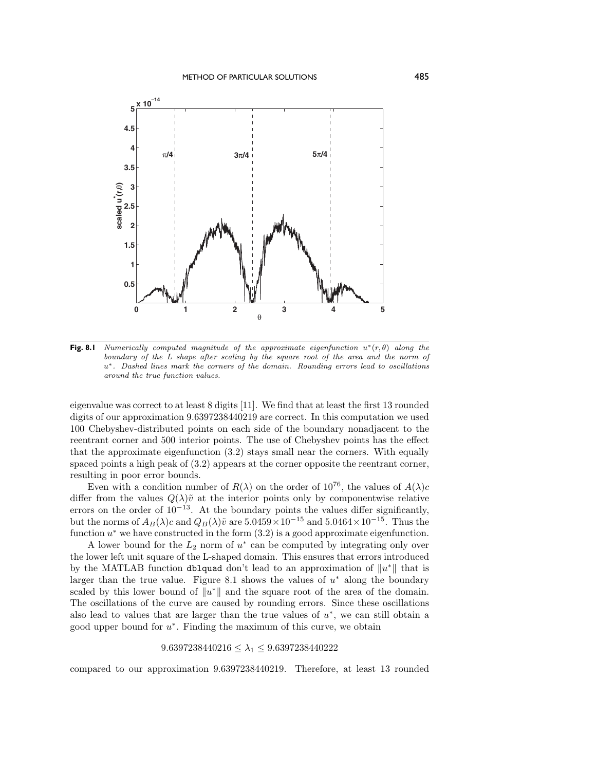**Fig. 8.1** *Numerically computed magnitude of the approximate eigenfunction $u^*(r,\theta)$ along the boundary of the L shape after scaling by the square root of the area and the norm of $u^*$. Dashed lines mark the corners of the domain. Rounding errors lead to oscillations around the true function values.*

eigenvalue was correct to at least 8 digits [11]. We find that at least the first 13 rounded digits of our approximation 9.6397238440219 are correct. In this computation we used 100 Chebyshev-distributed points on each side of the boundary nonadjacent to the reentrant corner and 500 interior points. The use of Chebyshev points has the effect that the approximate eigenfunction (3.2) stays small near the corners. With equally spaced points a high peak of (3.2) appears at the corner opposite the reentrant corner, resulting in poor error bounds.

Even with a condition number of $R(\lambda)$ on the order of $10^{76}$, the values of $A(\lambda)c$ differ from the values $Q(\lambda)\tilde{v}$ at the interior points only by componentwise relative errors on the order of $10^{-13}$. At the boundary points the values differ significantly, but the norms of $A_B(\lambda)c$ and $Q_B(\lambda)\tilde{v}$ are $5.0459 \times 10^{-15}$ and $5.0464 \times 10^{-15}$. Thus the function $u^*$ we have constructed in the form (3.2) is a good approximate eigenfunction.

A lower bound for the $L_2$ norm of $u^*$ can be computed by integrating only over the lower left unit square of the L-shaped domain. This ensures that errors introduced by the MATLAB function `dblquad` don't lead to an approximation of $\|u^*\|$ that is larger than the true value. Figure 8.1 shows the values of $u^*$ along the boundary scaled by this lower bound of $\|u^*\|$ and the square root of the area of the domain. The oscillations of the curve are caused by rounding errors. Since these oscillations also lead to values that are larger than the true values of $u^*$, we can still obtain a good upper bound for $u^*$. Finding the maximum of this curve, we obtain

$$9.6397238440216 \leq \lambda_1 \leq 9.6397238440222$$

compared to our approximation 9.6397238440219. Therefore, at least 13 rounded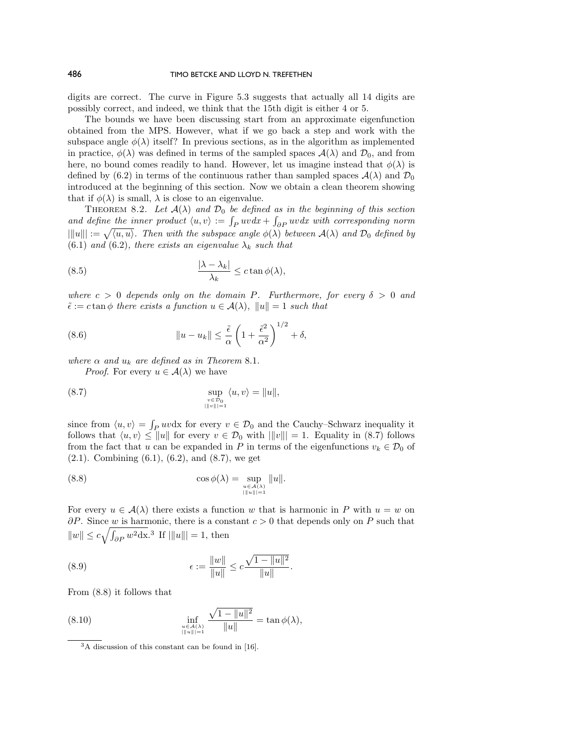digits are correct. The curve in Figure 5.3 suggests that actually all 14 digits are possibly correct, and indeed, we think that the 15th digit is either 4 or 5.

The bounds we have been discussing start from an approximate eigenfunction obtained from the MPS. However, what if we go back a step and work with the subspace angle $\phi(\lambda)$ itself? In previous sections, as in the algorithm as implemented in practice, $\phi(\lambda)$ was defined in terms of the sampled spaces $\mathcal{A}(\lambda)$ and $\mathcal{D}_0$, and from here, no bound comes readily to hand. However, let us imagine instead that $\phi(\lambda)$ is defined by (6.2) in terms of the continuous rather than sampled spaces $\mathcal{A}(\lambda)$ and $\mathcal{D}_0$ introduced at the beginning of this section. Now we obtain a clean theorem showing that if $\phi(\lambda)$ is small, $\lambda$ is close to an eigenvalue.

Theorem 8.2. *Let $\mathcal{A}(\lambda)$ and $\mathcal{D}_0$ be defined as in the beginning of this section and define the inner product $\langle u, v\rangle := \int_P uv dx + \int_{\partial P} uv dx$ with corresponding norm $|||u||| := \sqrt{\langle u, u\rangle}$. Then with the subspace angle $\phi(\lambda)$ between $\mathcal{A}(\lambda)$ and $\mathcal{D}_0$ defined by (6.1) and (6.2), there exists an eigenvalue $\lambda_k$ such that*

$$\frac{|\lambda - \lambda_k|}{\lambda_k} \leq c \tan\phi(\lambda), \tag{8.5}$$

*where $c > 0$ depends only on the domain $P$. Furthermore, for every $\delta > 0$ and $\tilde{\epsilon} := c \tan\phi$ there exists a function $u \in \mathcal{A}(\lambda)$, $\|u\| = 1$ such that*

$$\|u - u_k\| \leq \frac{\tilde{\epsilon}}{\alpha}\left(1 + \frac{\tilde{\epsilon}^2}{\alpha^2}\right)^{1/2} + \delta, \tag{8.6}$$

*where $\alpha$ and $u_k$ are defined as in Theorem 8.1.*

*Proof.* For every $u \in \mathcal{A}(\lambda)$ we have

$$\sup_{\substack{v\in\mathcal{D}_0\\ |||v|||=1}} \langle u, v\rangle = \|u\|, \tag{8.7}$$

since from $\langle u, v\rangle = \int_P uv\mathrm{dx}$ for every $v \in \mathcal{D}_0$ and the Cauchy–Schwarz inequality it follows that $\langle u, v\rangle \leq \|u\|$ for every $v \in \mathcal{D}_0$ with $|||v||| = 1$. Equality in (8.7) follows from the fact that $u$ can be expanded in $P$ in terms of the eigenfunctions $v_k \in \mathcal{D}_0$ of (2.1). Combining (6.1), (6.2), and (8.7), we get

$$\cos\phi(\lambda) = \sup_{\substack{u\in\mathcal{A}(\lambda)\\ |||u|||=1}} \|u\|. \tag{8.8}$$

For every $u \in \mathcal{A}(\lambda)$ there exists a function $w$ that is harmonic in $P$ with $u = w$ on $\partial P$. Since $w$ is harmonic, there is a constant $c > 0$ that depends only on $P$ such that $\|w\| \leq c\sqrt{\int_{\partial P} w^2 \mathrm{dx}}$.[3] If $|||u||| = 1$, then

$$\epsilon := \frac{\|w\|}{\|u\|} \leq c\frac{\sqrt{1 - \|u\|^2}}{\|u\|}. \tag{8.9}$$

From (8.8) it follows that

$$\inf_{\substack{u\in\mathcal{A}(\lambda)\\ |||u|||=1}} \frac{\sqrt{1 - \|u\|^2}}{\|u\|} = \tan\phi(\lambda), \tag{8.10}$$

[3] A discussion of this constant can be found in [16].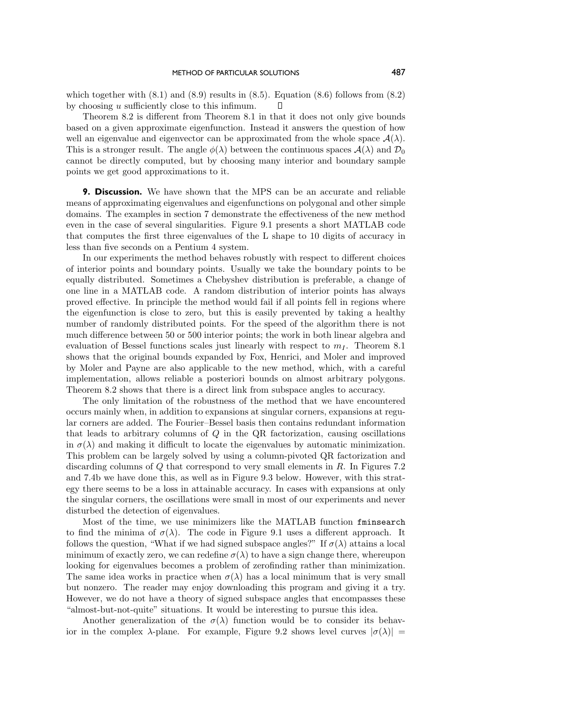which together with (8.1) and (8.9) results in (8.5). Equation (8.6) follows from (8.2) by choosing $u$ sufficiently close to this infimum. □

Theorem 8.2 is different from Theorem 8.1 in that it does not only give bounds based on a given approximate eigenfunction. Instead it answers the question of how well an eigenvalue and eigenvector can be approximated from the whole space $\mathcal{A}(\lambda)$. This is a stronger result. The angle $\phi(\lambda)$ between the continuous spaces $\mathcal{A}(\lambda)$ and $\mathcal{D}_0$ cannot be directly computed, but by choosing many interior and boundary sample points we get good approximations to it.

## 9. Discussion.

We have shown that the MPS can be an accurate and reliable means of approximating eigenvalues and eigenfunctions on polygonal and other simple domains. The examples in section 7 demonstrate the effectiveness of the new method even in the case of several singularities. Figure 9.1 presents a short MATLAB code that computes the first three eigenvalues of the L shape to 10 digits of accuracy in less than five seconds on a Pentium 4 system.

In our experiments the method behaves robustly with respect to different choices of interior points and boundary points. Usually we take the boundary points to be equally distributed. Sometimes a Chebyshev distribution is preferable, a change of one line in a MATLAB code. A random distribution of interior points has always proved effective. In principle the method would fail if all points fell in regions where the eigenfunction is close to zero, but this is easily prevented by taking a healthy number of randomly distributed points. For the speed of the algorithm there is not much difference between 50 or 500 interior points; the work in both linear algebra and evaluation of Bessel functions scales just linearly with respect to $m_I$. Theorem 8.1 shows that the original bounds expanded by Fox, Henrici, and Moler and improved by Moler and Payne are also applicable to the new method, which, with a careful implementation, allows reliable a posteriori bounds on almost arbitrary polygons. Theorem 8.2 shows that there is a direct link from subspace angles to accuracy.

The only limitation of the robustness of the method that we have encountered occurs mainly when, in addition to expansions at singular corners, expansions at regular corners are added. The Fourier–Bessel basis then contains redundant information that leads to arbitrary columns of $Q$ in the QR factorization, causing oscillations in $\sigma(\lambda)$ and making it difficult to locate the eigenvalues by automatic minimization. This problem can be largely solved by using a column-pivoted QR factorization and discarding columns of $Q$ that correspond to very small elements in $R$. In Figures 7.2 and 7.4b we have done this, as well as in Figure 9.3 below. However, with this strategy there seems to be a loss in attainable accuracy. In cases with expansions at only the singular corners, the oscillations were small in most of our experiments and never disturbed the detection of eigenvalues.

Most of the time, we use minimizers like the MATLAB function `fminsearch` to find the minima of $\sigma(\lambda)$. The code in Figure 9.1 uses a different approach. It follows the question, "What if we had signed subspace angles?" If $\sigma(\lambda)$ attains a local minimum of exactly zero, we can redefine $\sigma(\lambda)$ to have a sign change there, whereupon looking for eigenvalues becomes a problem of zerofinding rather than minimization. The same idea works in practice when $\sigma(\lambda)$ has a local minimum that is very small but nonzero. The reader may enjoy downloading this program and giving it a try. However, we do not have a theory of signed subspace angles that encompasses these "almost-but-not-quite" situations. It would be interesting to pursue this idea.

Another generalization of the $\sigma(\lambda)$ function would be to consider its behavior in the complex $\lambda$-plane. For example, Figure 9.2 shows level curves $|\sigma(\lambda)| =$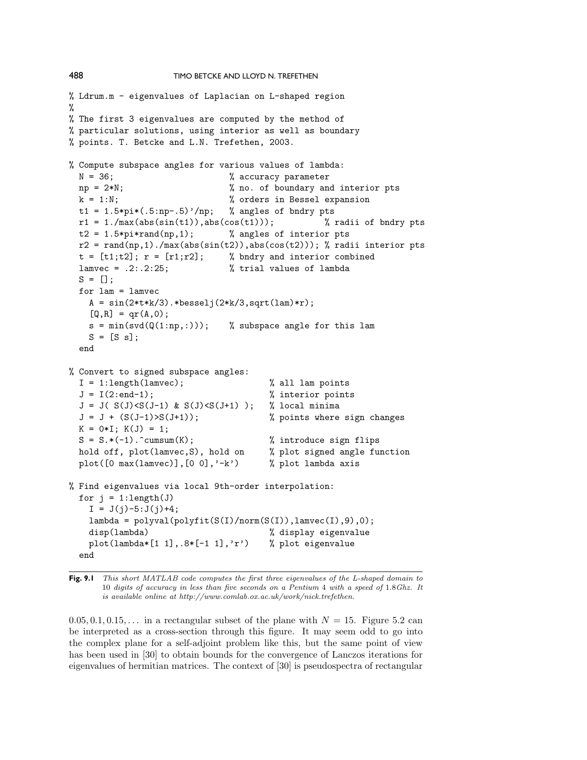```
% Ldrum.m - eigenvalues of Laplacian on L-shaped region
%
% The first 3 eigenvalues are computed by the method of
% particular solutions, using interior as well as boundary
% points. T. Betcke and L.N. Trefethen, 2003.

% Compute subspace angles for various values of lambda:
  N = 36;                        % accuracy parameter
  np = 2*N;                      % no. of boundary and interior pts
  k = 1:N;                       % orders in Bessel expansion
  t1 = 1.5*pi*(.5:np-.5)'/np;    % angles of bndry pts
  r1 = 1./max(abs(sin(t1)),abs(cos(t1)));          % radii of bndry pts
  t2 = 1.5*pi*rand(np,1);        % angles of interior pts
  r2 = rand(np,1)./max(abs(sin(t2)),abs(cos(t2))); % radii interior pts
  t = [t1;t2]; r = [r1;r2];      % bndry and interior combined
  lamvec = .2:.2:25;             % trial values of lambda
  S = [];
  for lam = lamvec
    A = sin(2*t*k/3).*besselj(2*k/3,sqrt(lam)*r);
    [Q,R] = qr(A,0);
    s = min(svd(Q(1:np,:)));     % subspace angle for this lam
    S = [S s];
  end

% Convert to signed subspace angles:
  I = 1:length(lamvec);                 % all lam points
  J = I(2:end-1);                       % interior points
  J = J( S(J)<S(J-1) & S(J)<S(J+1) );   % local minima
  J = J + (S(J-1)>S(J+1));              % points where sign changes
  K = 0*I; K(J) = 1;
  S = S.*(-1).^cumsum(K);               % introduce sign flips
  hold off, plot(lamvec,S), hold on     % plot signed angle function
  plot([0 max(lamvec)],[0 0],'-k')      % plot lambda axis

% Find eigenvalues via local 9th-order interpolation:
  for j = 1:length(J)
    I = J(j)-5:J(j)+4;
    lambda = polyval(polyfit(S(I)/norm(S(I)),lamvec(I),9),0);
    disp(lambda)                        % display eigenvalue
    plot(lambda*[1 1],.8*[-1 1],'r')    % plot eigenvalue
  end
```

**Fig. 9.1** *This short MATLAB code computes the first three eigenvalues of the L-shaped domain to* 10 *digits of accuracy in less than five seconds on a Pentium* 4 *with a speed of* 1.8*Ghz. It is available online at http://www.comlab.ox.ac.uk/work/nick.trefethen.*

$0.05, 0.1, 0.15, \ldots$ in a rectangular subset of the plane with $N = 15$. Figure 5.2 can be interpreted as a cross-section through this figure. It may seem odd to go into the complex plane for a self-adjoint problem like this, but the same point of view has been used in [30] to obtain bounds for the convergence of Lanczos iterations for eigenvalues of hermitian matrices. The context of [30] is pseudospectra of rectangular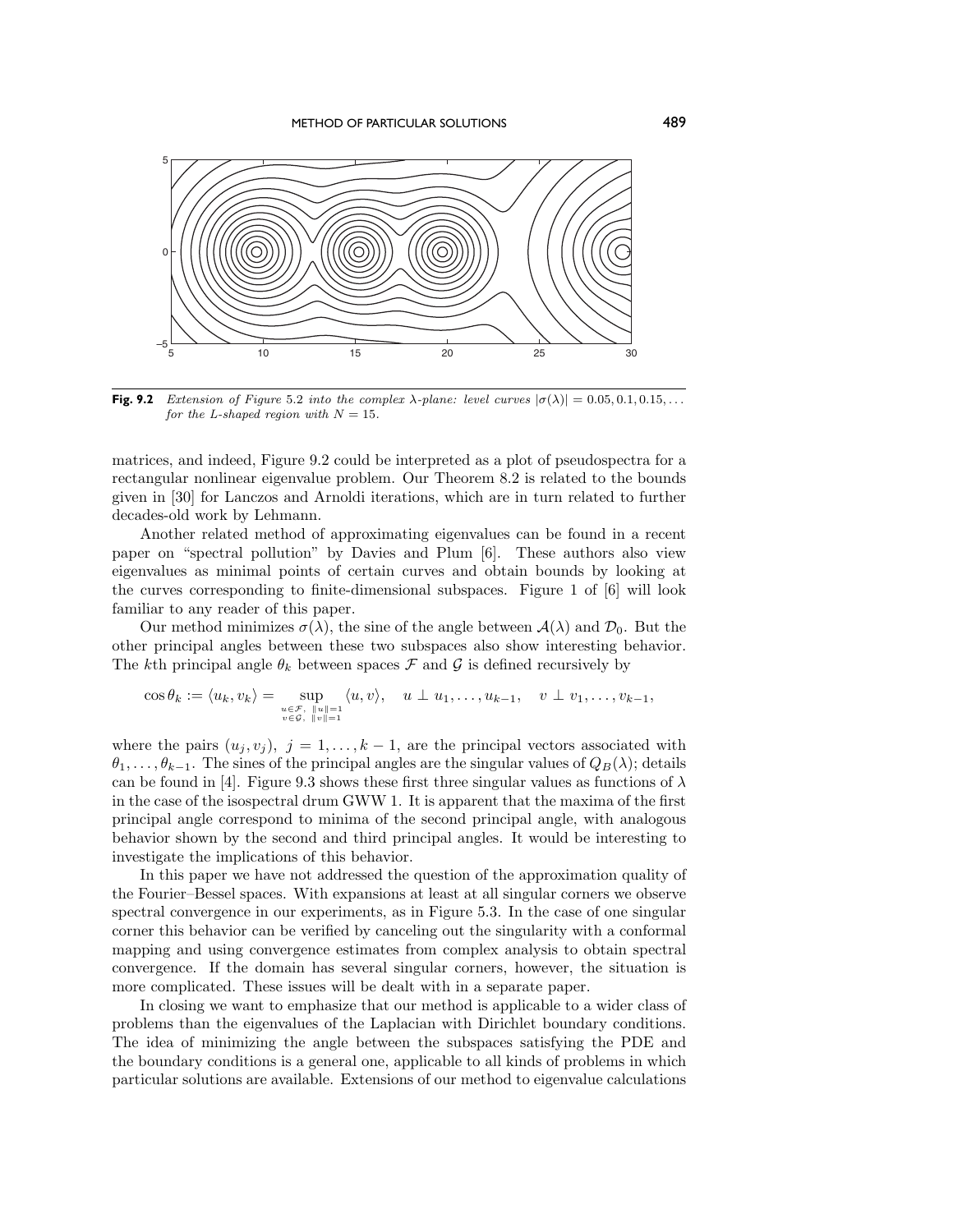**Fig. 9.2** *Extension of Figure* 5.2 *into the complex $\lambda$-plane: level curves $|\sigma(\lambda)| = 0.05, 0.1, 0.15, \ldots$ for the L-shaped region with $N = 15$.*

matrices, and indeed, Figure 9.2 could be interpreted as a plot of pseudospectra for a rectangular nonlinear eigenvalue problem. Our Theorem 8.2 is related to the bounds given in [30] for Lanczos and Arnoldi iterations, which are in turn related to further decades-old work by Lehmann.

Another related method of approximating eigenvalues can be found in a recent paper on "spectral pollution" by Davies and Plum [6]. These authors also view eigenvalues as minimal points of certain curves and obtain bounds by looking at the curves corresponding to finite-dimensional subspaces. Figure 1 of [6] will look familiar to any reader of this paper.

Our method minimizes $\sigma(\lambda)$, the sine of the angle between $\mathcal{A}(\lambda)$ and $\mathcal{D}_0$. But the other principal angles between these two subspaces also show interesting behavior. The $k$th principal angle $\theta_k$ between spaces $\mathcal{F}$ and $\mathcal{G}$ is defined recursively by

$$\cos\theta_k := \langle u_k, v_k\rangle = \sup_{\substack{u\in\mathcal{F},\ \|u\|=1\\ v\in\mathcal{G},\ \|v\|=1}} \langle u, v\rangle, \quad u \perp u_1,\ldots,u_{k-1}, \quad v \perp v_1,\ldots,v_{k-1},$$

where the pairs $(u_j, v_j)$, $j = 1,\ldots,k-1$, are the principal vectors associated with $\theta_1,\ldots,\theta_{k-1}$. The sines of the principal angles are the singular values of $Q_B(\lambda)$; details can be found in [4]. Figure 9.3 shows these first three singular values as functions of $\lambda$ in the case of the isospectral drum GWW 1. It is apparent that the maxima of the first principal angle correspond to minima of the second principal angle, with analogous behavior shown by the second and third principal angles. It would be interesting to investigate the implications of this behavior.

In this paper we have not addressed the question of the approximation quality of the Fourier–Bessel spaces. With expansions at least at all singular corners we observe spectral convergence in our experiments, as in Figure 5.3. In the case of one singular corner this behavior can be verified by canceling out the singularity with a conformal mapping and using convergence estimates from complex analysis to obtain spectral convergence. If the domain has several singular corners, however, the situation is more complicated. These issues will be dealt with in a separate paper.

In closing we want to emphasize that our method is applicable to a wider class of problems than the eigenvalues of the Laplacian with Dirichlet boundary conditions. The idea of minimizing the angle between the subspaces satisfying the PDE and the boundary conditions is a general one, applicable to all kinds of problems in which particular solutions are available. Extensions of our method to eigenvalue calculations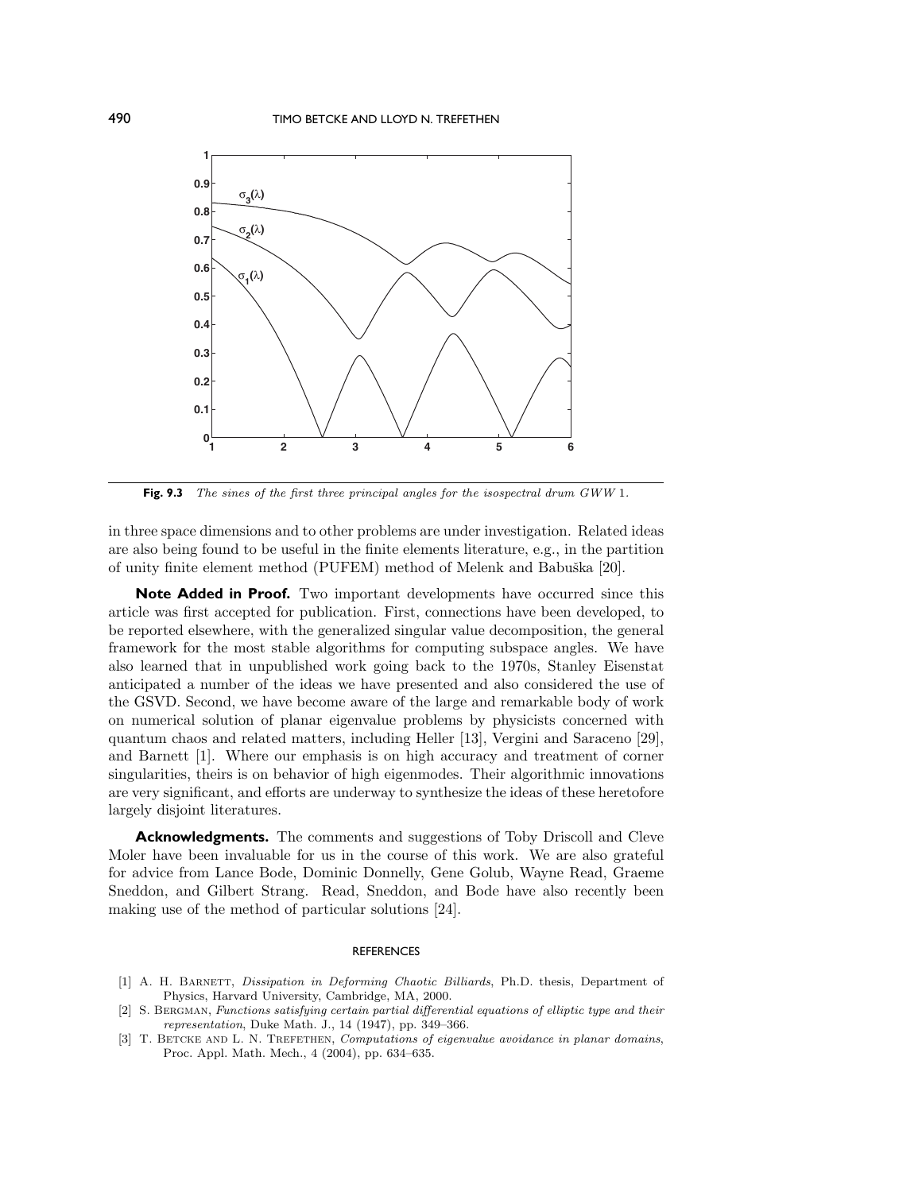**Fig. 9.3** *The sines of the first three principal angles for the isospectral drum GWW 1.*

in three space dimensions and to other problems are under investigation. Related ideas are also being found to be useful in the finite elements literature, e.g., in the partition of unity finite element method (PUFEM) method of Melenk and Babuška [20].

**Note Added in Proof.** Two important developments have occurred since this article was first accepted for publication. First, connections have been developed, to be reported elsewhere, with the generalized singular value decomposition, the general framework for the most stable algorithms for computing subspace angles. We have also learned that in unpublished work going back to the 1970s, Stanley Eisenstat anticipated a number of the ideas we have presented and also considered the use of the GSVD. Second, we have become aware of the large and remarkable body of work on numerical solution of planar eigenvalue problems by physicists concerned with quantum chaos and related matters, including Heller [13], Vergini and Saraceno [29], and Barnett [1]. Where our emphasis is on high accuracy and treatment of corner singularities, theirs is on behavior of high eigenmodes. Their algorithmic innovations are very significant, and efforts are underway to synthesize the ideas of these heretofore largely disjoint literatures.

**Acknowledgments.** The comments and suggestions of Toby Driscoll and Cleve Moler have been invaluable for us in the course of this work. We are also grateful for advice from Lance Bode, Dominic Donnelly, Gene Golub, Wayne Read, Graeme Sneddon, and Gilbert Strang. Read, Sneddon, and Bode have also recently been making use of the method of particular solutions [24].

## REFERENCES

[1] A. H. Barnett, *Dissipation in Deforming Chaotic Billiards*, Ph.D. thesis, Department of Physics, Harvard University, Cambridge, MA, 2000.

[2] S. Bergman, *Functions satisfying certain partial differential equations of elliptic type and their representation*, Duke Math. J., 14 (1947), pp. 349–366.

[3] T. Betcke and L. N. Trefethen, *Computations of eigenvalue avoidance in planar domains*, Proc. Appl. Math. Mech., 4 (2004), pp. 634–635.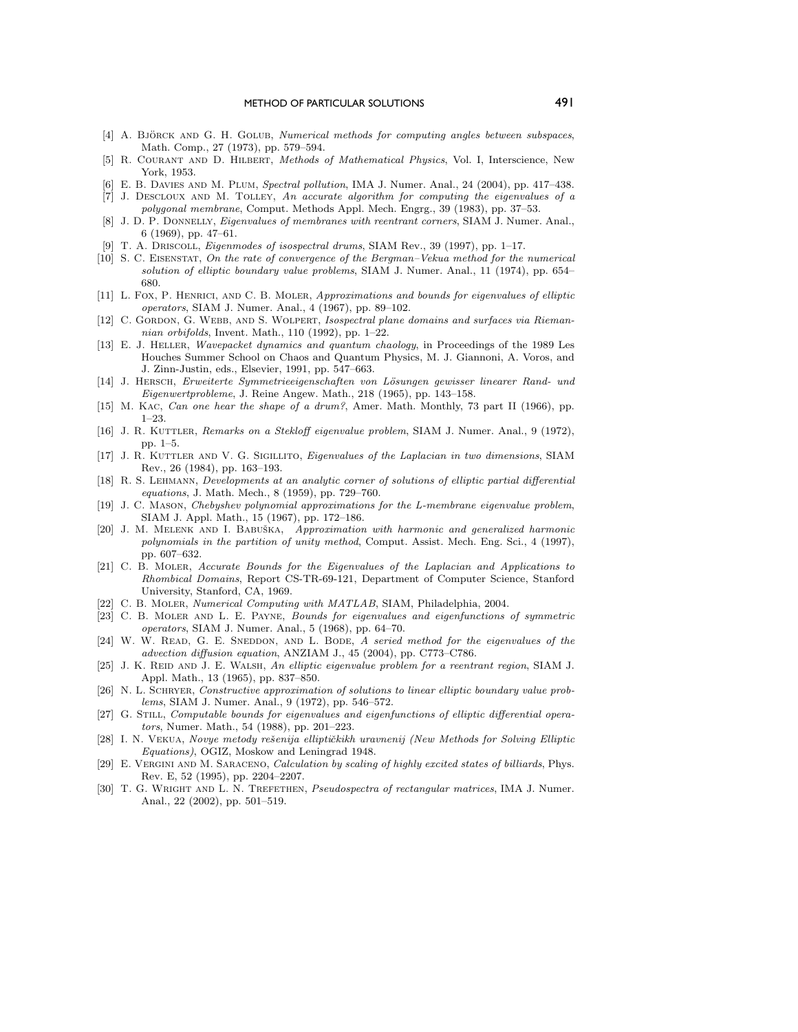- [4] A. Björck and G. H. Golub, *Numerical methods for computing angles between subspaces*, Math. Comp., 27 (1973), pp. 579–594.
- [5] R. Courant and D. Hilbert, *Methods of Mathematical Physics*, Vol. I, Interscience, New York, 1953.
- [6] E. B. Davies and M. Plum, *Spectral pollution*, IMA J. Numer. Anal., 24 (2004), pp. 417–438.
- [7] J. Descloux and M. Tolley, *An accurate algorithm for computing the eigenvalues of a polygonal membrane*, Comput. Methods Appl. Mech. Engrg., 39 (1983), pp. 37–53.
- [8] J. D. P. Donnelly, *Eigenvalues of membranes with reentrant corners*, SIAM J. Numer. Anal., 6 (1969), pp. 47–61.
- [9] T. A. Driscoll, *Eigenmodes of isospectral drums*, SIAM Rev., 39 (1997), pp. 1–17.
- [10] S. C. Eisenstat, *On the rate of convergence of the Bergman–Vekua method for the numerical solution of elliptic boundary value problems*, SIAM J. Numer. Anal., 11 (1974), pp. 654–680.
- [11] L. Fox, P. Henrici, and C. B. Moler, *Approximations and bounds for eigenvalues of elliptic operators*, SIAM J. Numer. Anal., 4 (1967), pp. 89–102.
- [12] C. Gordon, G. Webb, and S. Wolpert, *Isospectral plane domains and surfaces via Riemannian orbifolds*, Invent. Math., 110 (1992), pp. 1–22.
- [13] E. J. Heller, *Wavepacket dynamics and quantum chaology*, in Proceedings of the 1989 Les Houches Summer School on Chaos and Quantum Physics, M. J. Giannoni, A. Voros, and J. Zinn-Justin, eds., Elsevier, 1991, pp. 547–663.
- [14] J. Hersch, *Erweiterte Symmetrieeigenschaften von Lösungen gewisser linearer Rand- und Eigenwertprobleme*, J. Reine Angew. Math., 218 (1965), pp. 143–158.
- [15] M. Kac, *Can one hear the shape of a drum?*, Amer. Math. Monthly, 73 part II (1966), pp. 1–23.
- [16] J. R. Kuttler, *Remarks on a Stekloff eigenvalue problem*, SIAM J. Numer. Anal., 9 (1972), pp. 1–5.
- [17] J. R. Kuttler and V. G. Sigillito, *Eigenvalues of the Laplacian in two dimensions*, SIAM Rev., 26 (1984), pp. 163–193.
- [18] R. S. Lehmann, *Developments at an analytic corner of solutions of elliptic partial differential equations*, J. Math. Mech., 8 (1959), pp. 729–760.
- [19] J. C. Mason, *Chebyshev polynomial approximations for the L-membrane eigenvalue problem*, SIAM J. Appl. Math., 15 (1967), pp. 172–186.
- [20] J. M. Melenk and I. Babuška, *Approximation with harmonic and generalized harmonic polynomials in the partition of unity method*, Comput. Assist. Mech. Eng. Sci., 4 (1997), pp. 607–632.
- [21] C. B. Moler, *Accurate Bounds for the Eigenvalues of the Laplacian and Applications to Rhombical Domains*, Report CS-TR-69-121, Department of Computer Science, Stanford University, Stanford, CA, 1969.
- [22] C. B. Moler, *Numerical Computing with MATLAB*, SIAM, Philadelphia, 2004.
- [23] C. B. Moler and L. E. Payne, *Bounds for eigenvalues and eigenfunctions of symmetric operators*, SIAM J. Numer. Anal., 5 (1968), pp. 64–70.
- [24] W. W. Read, G. E. Sneddon, and L. Bode, *A seried method for the eigenvalues of the advection diffusion equation*, ANZIAM J., 45 (2004), pp. C773–C786.
- [25] J. K. Reid and J. E. Walsh, *An elliptic eigenvalue problem for a reentrant region*, SIAM J. Appl. Math., 13 (1965), pp. 837–850.
- [26] N. L. Schryer, *Constructive approximation of solutions to linear elliptic boundary value problems*, SIAM J. Numer. Anal., 9 (1972), pp. 546–572.
- [27] G. Still, *Computable bounds for eigenvalues and eigenfunctions of elliptic differential operators*, Numer. Math., 54 (1988), pp. 201–223.
- [28] I. N. Vekua, *Novye metody rešenija elliptičkikh uravnenij (New Methods for Solving Elliptic Equations)*, OGIZ, Moskow and Leningrad 1948.
- [29] E. Vergini and M. Saraceno, *Calculation by scaling of highly excited states of billiards*, Phys. Rev. E, 52 (1995), pp. 2204–2207.
- [30] T. G. Wright and L. N. Trefethen, *Pseudospectra of rectangular matrices*, IMA J. Numer. Anal., 22 (2002), pp. 501–519.